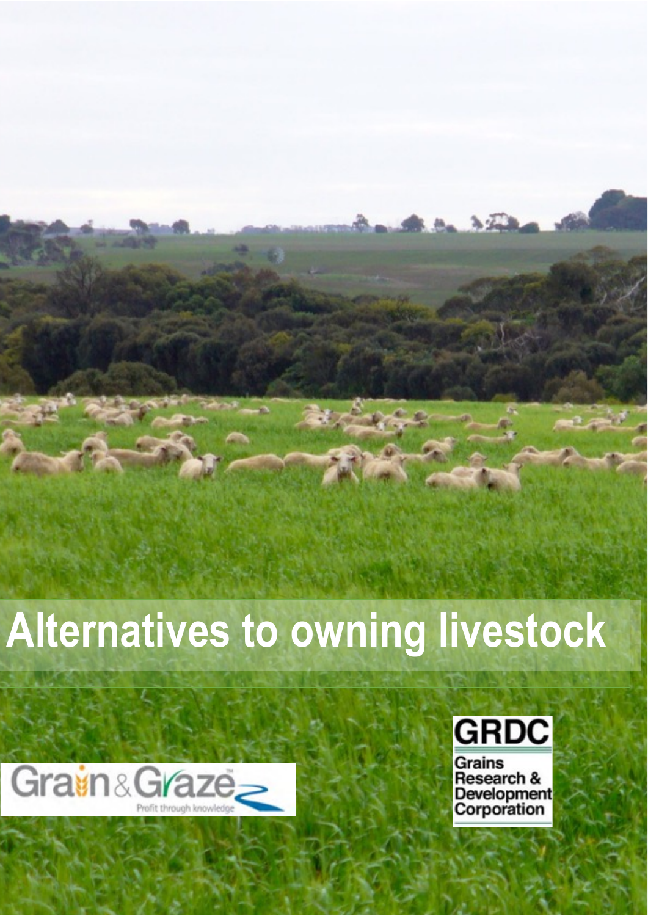# Alternatives to owning livestock

Grain & Graze

Profit through knowledge

GRDC

Grains Research & Development Corporation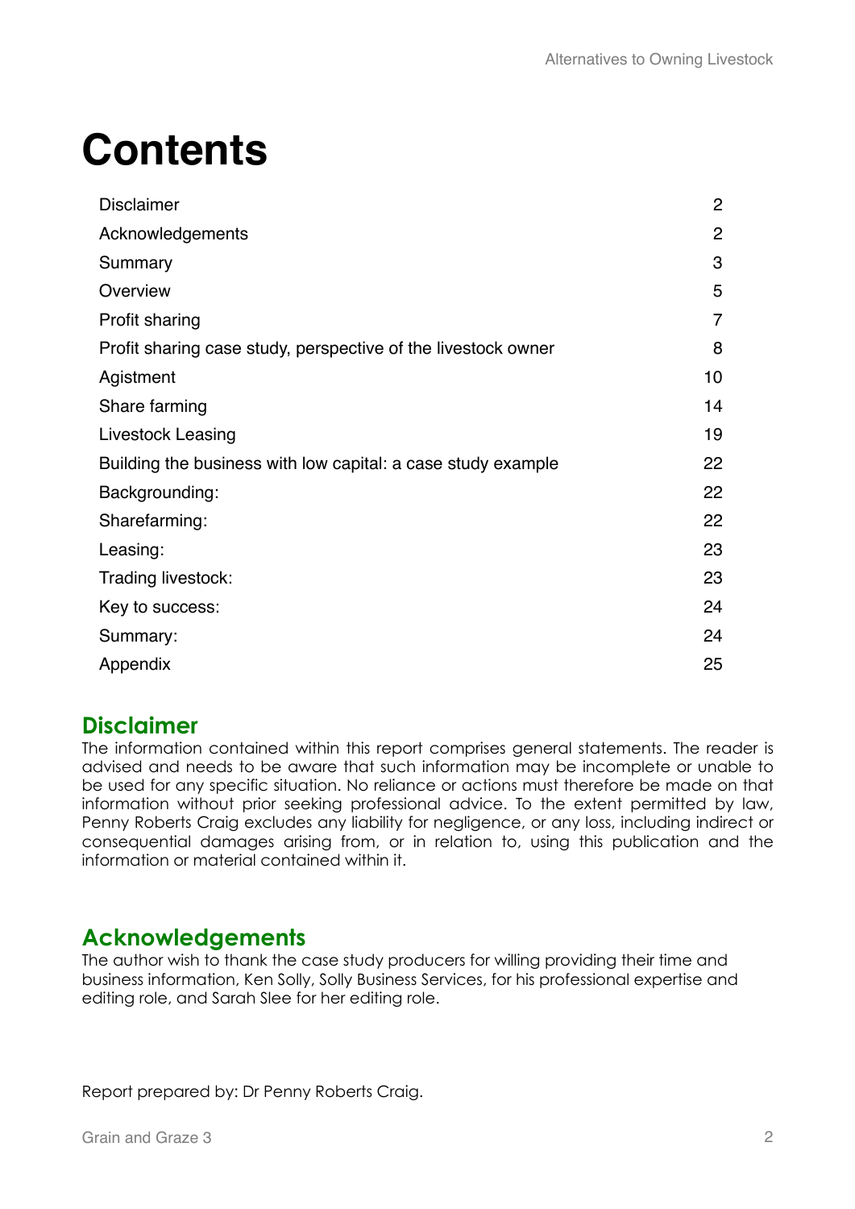# Contents

| | |
|---|---|
| Disclaimer | 2 |
| Acknowledgements | 2 |
| Summary | 3 |
| Overview | 5 |
| Profit sharing | 7 |
| Profit sharing case study, perspective of the livestock owner | 8 |
| Agistment | 10 |
| Share farming | 14 |
| Livestock Leasing | 19 |
| Building the business with low capital: a case study example | 22 |
| Backgrounding: | 22 |
| Sharefarming: | 22 |
| Leasing: | 23 |
| Trading livestock: | 23 |
| Key to success: | 24 |
| Summary: | 24 |
| Appendix | 25 |

## Disclaimer

The information contained within this report comprises general statements. The reader is advised and needs to be aware that such information may be incomplete or unable to be used for any specific situation. No reliance or actions must therefore be made on that information without prior seeking professional advice. To the extent permitted by law, Penny Roberts Craig excludes any liability for negligence, or any loss, including indirect or consequential damages arising from, or in relation to, using this publication and the information or material contained within it.

## Acknowledgements

The author wish to thank the case study producers for willing providing their time and business information, Ken Solly, Solly Business Services, for his professional expertise and editing role, and Sarah Slee for her editing role.

Report prepared by: Dr Penny Roberts Craig.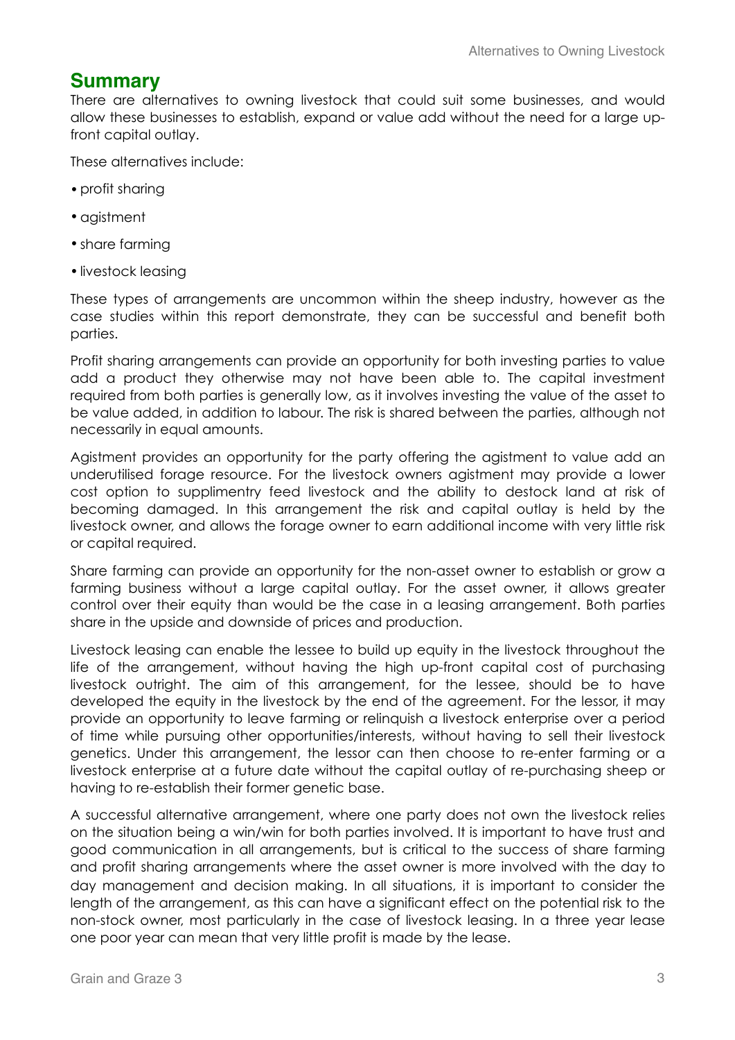## Summary

There are alternatives to owning livestock that could suit some businesses, and would allow these businesses to establish, expand or value add without the need for a large up-front capital outlay.

These alternatives include:

- profit sharing
- agistment
- share farming
- livestock leasing

These types of arrangements are uncommon within the sheep industry, however as the case studies within this report demonstrate, they can be successful and benefit both parties.

Profit sharing arrangements can provide an opportunity for both investing parties to value add a product they otherwise may not have been able to. The capital investment required from both parties is generally low, as it involves investing the value of the asset to be value added, in addition to labour. The risk is shared between the parties, although not necessarily in equal amounts.

Agistment provides an opportunity for the party offering the agistment to value add an underutilised forage resource. For the livestock owners agistment may provide a lower cost option to supplimentry feed livestock and the ability to destock land at risk of becoming damaged. In this arrangement the risk and capital outlay is held by the livestock owner, and allows the forage owner to earn additional income with very little risk or capital required.

Share farming can provide an opportunity for the non-asset owner to establish or grow a farming business without a large capital outlay. For the asset owner, it allows greater control over their equity than would be the case in a leasing arrangement. Both parties share in the upside and downside of prices and production.

Livestock leasing can enable the lessee to build up equity in the livestock throughout the life of the arrangement, without having the high up-front capital cost of purchasing livestock outright. The aim of this arrangement, for the lessee, should be to have developed the equity in the livestock by the end of the agreement. For the lessor, it may provide an opportunity to leave farming or relinquish a livestock enterprise over a period of time while pursuing other opportunities/interests, without having to sell their livestock genetics. Under this arrangement, the lessor can then choose to re-enter farming or a livestock enterprise at a future date without the capital outlay of re-purchasing sheep or having to re-establish their former genetic base.

A successful alternative arrangement, where one party does not own the livestock relies on the situation being a win/win for both parties involved. It is important to have trust and good communication in all arrangements, but is critical to the success of share farming and profit sharing arrangements where the asset owner is more involved with the day to day management and decision making. In all situations, it is important to consider the length of the arrangement, as this can have a significant effect on the potential risk to the non-stock owner, most particularly in the case of livestock leasing. In a three year lease one poor year can mean that very little profit is made by the lease.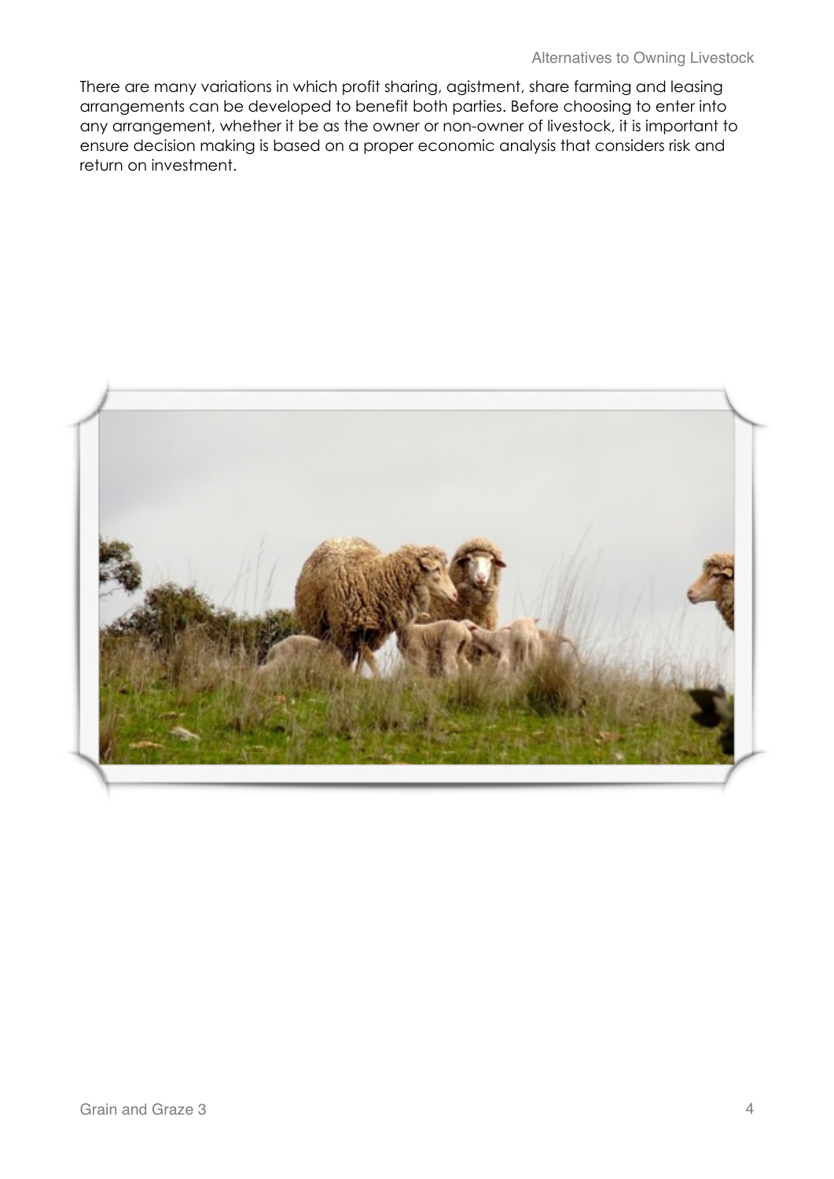There are many variations in which profit sharing, agistment, share farming and leasing arrangements can be developed to benefit both parties. Before choosing to enter into any arrangement, whether it be as the owner or non-owner of livestock, it is important to ensure decision making is based on a proper economic analysis that considers risk and return on investment.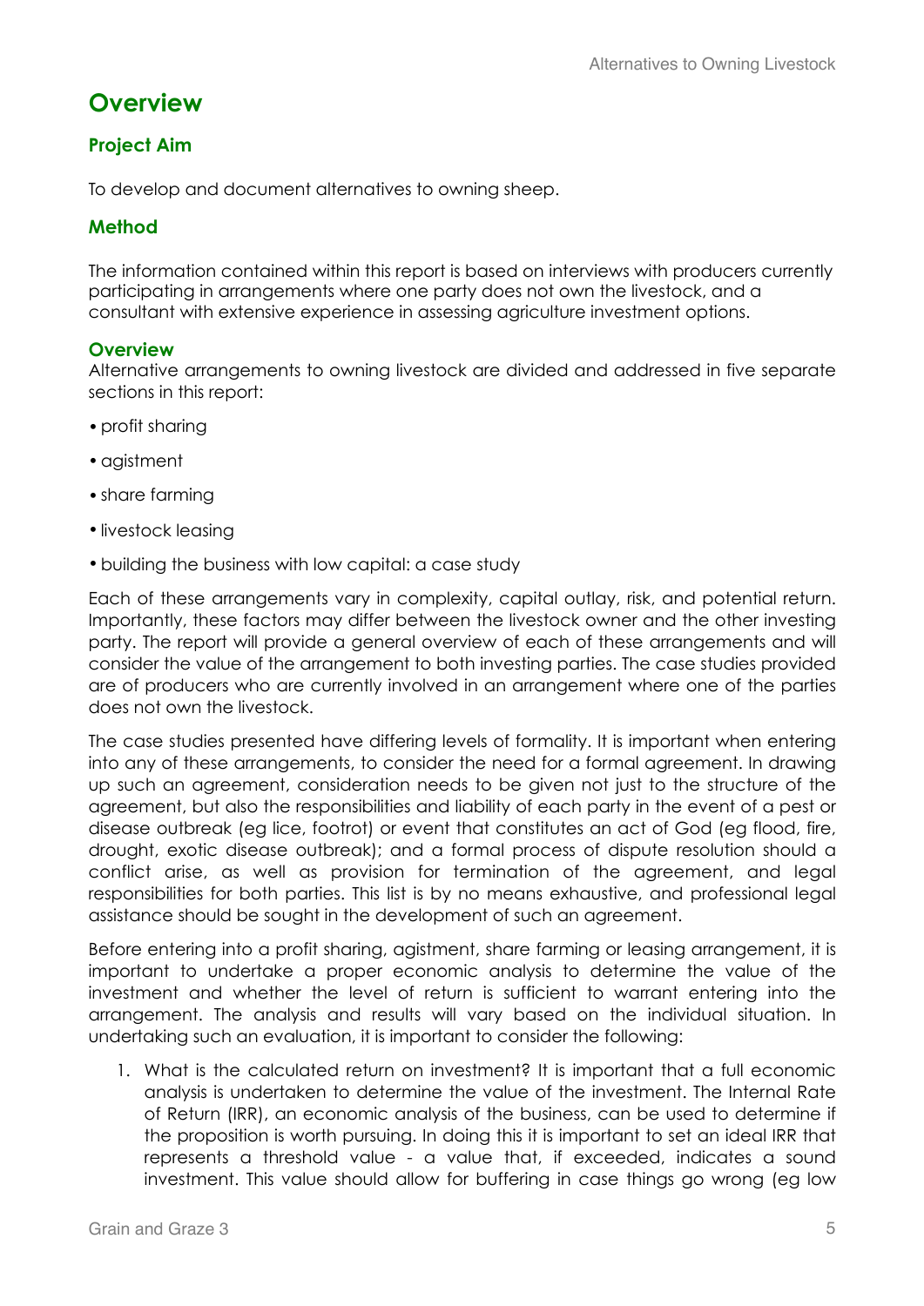## Overview

### Project Aim

To develop and document alternatives to owning sheep.

### Method

The information contained within this report is based on interviews with producers currently participating in arrangements where one party does not own the livestock, and a consultant with extensive experience in assessing agriculture investment options.

### Overview

Alternative arrangements to owning livestock are divided and addressed in five separate sections in this report:

- profit sharing
- agistment
- share farming
- livestock leasing
- building the business with low capital: a case study

Each of these arrangements vary in complexity, capital outlay, risk, and potential return. Importantly, these factors may differ between the livestock owner and the other investing party. The report will provide a general overview of each of these arrangements and will consider the value of the arrangement to both investing parties. The case studies provided are of producers who are currently involved in an arrangement where one of the parties does not own the livestock.

The case studies presented have differing levels of formality. It is important when entering into any of these arrangements, to consider the need for a formal agreement. In drawing up such an agreement, consideration needs to be given not just to the structure of the agreement, but also the responsibilities and liability of each party in the event of a pest or disease outbreak (eg lice, footrot) or event that constitutes an act of God (eg flood, fire, drought, exotic disease outbreak); and a formal process of dispute resolution should a conflict arise, as well as provision for termination of the agreement, and legal responsibilities for both parties. This list is by no means exhaustive, and professional legal assistance should be sought in the development of such an agreement.

Before entering into a profit sharing, agistment, share farming or leasing arrangement, it is important to undertake a proper economic analysis to determine the value of the investment and whether the level of return is sufficient to warrant entering into the arrangement. The analysis and results will vary based on the individual situation. In undertaking such an evaluation, it is important to consider the following:

1. What is the calculated return on investment? It is important that a full economic analysis is undertaken to determine the value of the investment. The Internal Rate of Return (IRR), an economic analysis of the business, can be used to determine if the proposition is worth pursuing. In doing this it is important to set an ideal IRR that represents a threshold value - a value that, if exceeded, indicates a sound investment. This value should allow for buffering in case things go wrong (eg low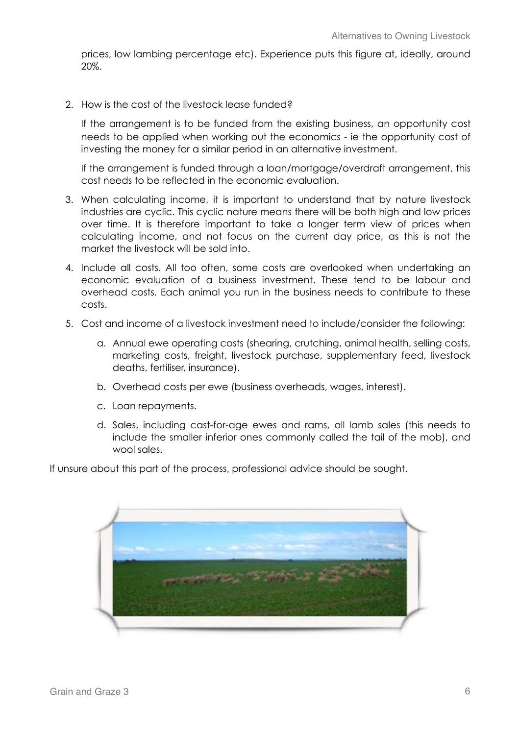prices, low lambing percentage etc). Experience puts this figure at, ideally, around 20%.

2. How is the cost of the livestock lease funded?

   If the arrangement is to be funded from the existing business, an opportunity cost needs to be applied when working out the economics - ie the opportunity cost of investing the money for a similar period in an alternative investment.

   If the arrangement is funded through a loan/mortgage/overdraft arrangement, this cost needs to be reflected in the economic evaluation.

3. When calculating income, it is important to understand that by nature livestock industries are cyclic. This cyclic nature means there will be both high and low prices over time. It is therefore important to take a longer term view of prices when calculating income, and not focus on the current day price, as this is not the market the livestock will be sold into.

4. Include all costs. All too often, some costs are overlooked when undertaking an economic evaluation of a business investment. These tend to be labour and overhead costs. Each animal you run in the business needs to contribute to these costs.

5. Cost and income of a livestock investment need to include/consider the following:

   a. Annual ewe operating costs (shearing, crutching, animal health, selling costs, marketing costs, freight, livestock purchase, supplementary feed, livestock deaths, fertiliser, insurance).

   b. Overhead costs per ewe (business overheads, wages, interest).

   c. Loan repayments.

   d. Sales, including cast-for-age ewes and rams, all lamb sales (this needs to include the smaller inferior ones commonly called the tail of the mob), and wool sales.

If unsure about this part of the process, professional advice should be sought.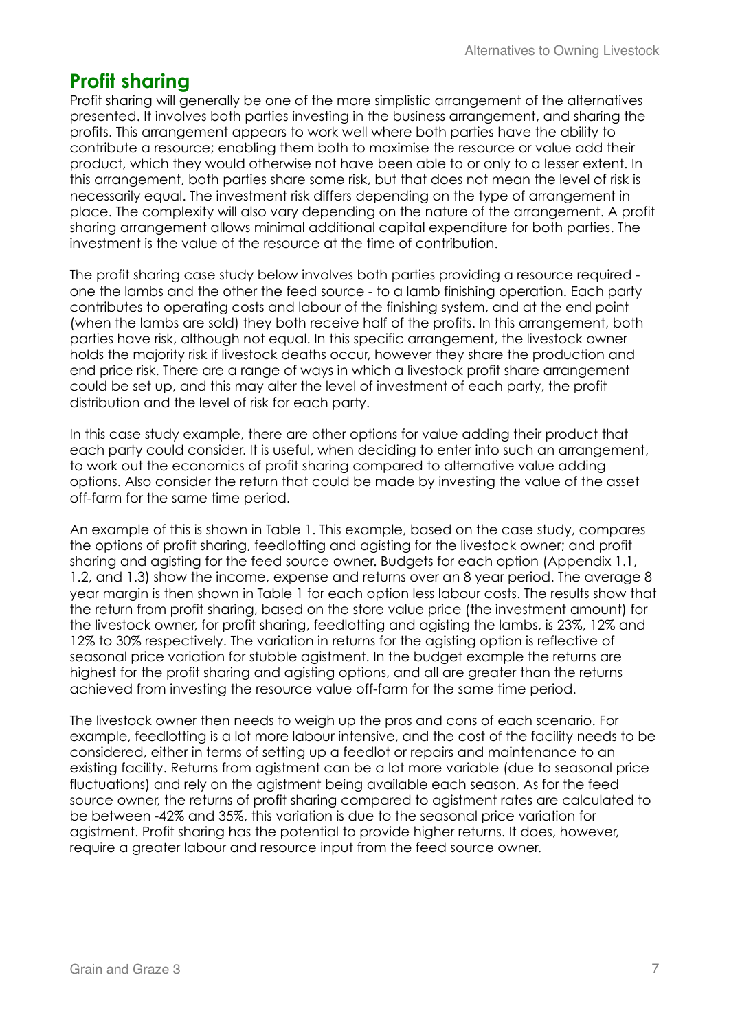## Profit sharing

Profit sharing will generally be one of the more simplistic arrangement of the alternatives presented. It involves both parties investing in the business arrangement, and sharing the profits. This arrangement appears to work well where both parties have the ability to contribute a resource; enabling them both to maximise the resource or value add their product, which they would otherwise not have been able to or only to a lesser extent. In this arrangement, both parties share some risk, but that does not mean the level of risk is necessarily equal. The investment risk differs depending on the type of arrangement in place. The complexity will also vary depending on the nature of the arrangement. A profit sharing arrangement allows minimal additional capital expenditure for both parties. The investment is the value of the resource at the time of contribution.

The profit sharing case study below involves both parties providing a resource required - one the lambs and the other the feed source - to a lamb finishing operation. Each party contributes to operating costs and labour of the finishing system, and at the end point (when the lambs are sold) they both receive half of the profits. In this arrangement, both parties have risk, although not equal. In this specific arrangement, the livestock owner holds the majority risk if livestock deaths occur, however they share the production and end price risk. There are a range of ways in which a livestock profit share arrangement could be set up, and this may alter the level of investment of each party, the profit distribution and the level of risk for each party.

In this case study example, there are other options for value adding their product that each party could consider. It is useful, when deciding to enter into such an arrangement, to work out the economics of profit sharing compared to alternative value adding options. Also consider the return that could be made by investing the value of the asset off-farm for the same time period.

An example of this is shown in Table 1. This example, based on the case study, compares the options of profit sharing, feedlotting and agisting for the livestock owner; and profit sharing and agisting for the feed source owner. Budgets for each option (Appendix 1.1, 1.2, and 1.3) show the income, expense and returns over an 8 year period. The average 8 year margin is then shown in Table 1 for each option less labour costs. The results show that the return from profit sharing, based on the store value price (the investment amount) for the livestock owner, for profit sharing, feedlotting and agisting the lambs, is 23%, 12% and 12% to 30% respectively. The variation in returns for the agisting option is reflective of seasonal price variation for stubble agistment. In the budget example the returns are highest for the profit sharing and agisting options, and all are greater than the returns achieved from investing the resource value off-farm for the same time period.

The livestock owner then needs to weigh up the pros and cons of each scenario. For example, feedlotting is a lot more labour intensive, and the cost of the facility needs to be considered, either in terms of setting up a feedlot or repairs and maintenance to an existing facility. Returns from agistment can be a lot more variable (due to seasonal price fluctuations) and rely on the agistment being available each season. As for the feed source owner, the returns of profit sharing compared to agistment rates are calculated to be between -42% and 35%, this variation is due to the seasonal price variation for agistment. Profit sharing has the potential to provide higher returns. It does, however, require a greater labour and resource input from the feed source owner.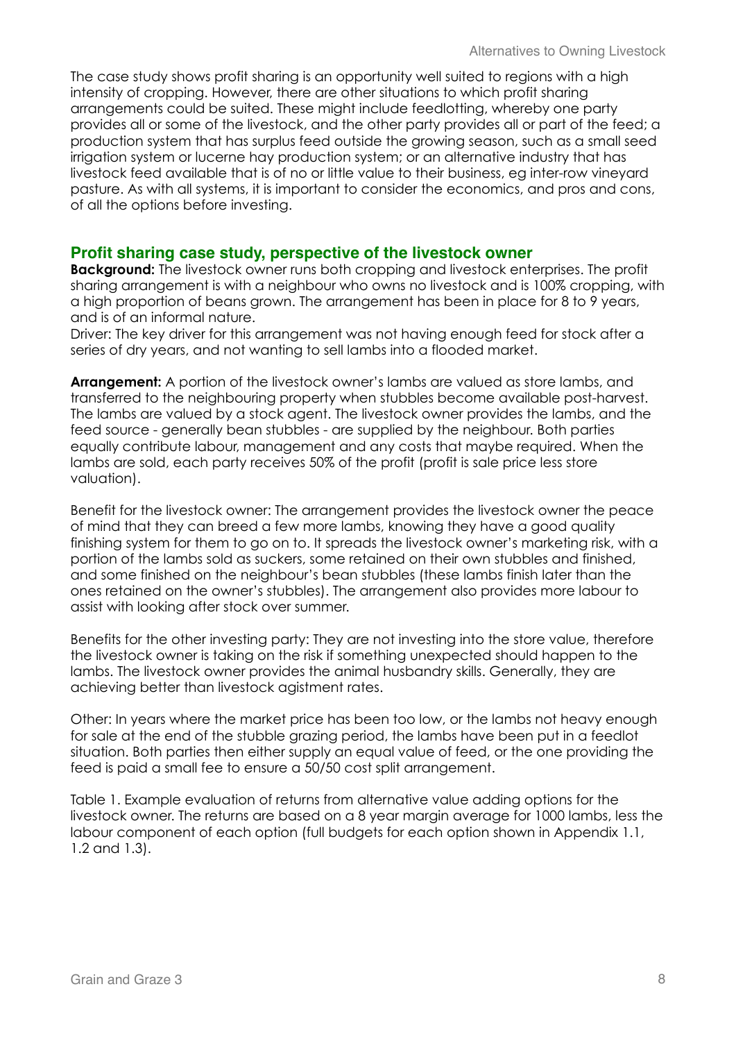The case study shows profit sharing is an opportunity well suited to regions with a high intensity of cropping. However, there are other situations to which profit sharing arrangements could be suited. These might include feedlotting, whereby one party provides all or some of the livestock, and the other party provides all or part of the feed; a production system that has surplus feed outside the growing season, such as a small seed irrigation system or lucerne hay production system; or an alternative industry that has livestock feed available that is of no or little value to their business, eg inter-row vineyard pasture. As with all systems, it is important to consider the economics, and pros and cons, of all the options before investing.

## Profit sharing case study, perspective of the livestock owner

**Background:** The livestock owner runs both cropping and livestock enterprises. The profit sharing arrangement is with a neighbour who owns no livestock and is 100% cropping, with a high proportion of beans grown. The arrangement has been in place for 8 to 9 years, and is of an informal nature.

Driver: The key driver for this arrangement was not having enough feed for stock after a series of dry years, and not wanting to sell lambs into a flooded market.

**Arrangement:** A portion of the livestock owner's lambs are valued as store lambs, and transferred to the neighbouring property when stubbles become available post-harvest. The lambs are valued by a stock agent. The livestock owner provides the lambs, and the feed source - generally bean stubbles - are supplied by the neighbour. Both parties equally contribute labour, management and any costs that maybe required. When the lambs are sold, each party receives 50% of the profit (profit is sale price less store valuation).

Benefit for the livestock owner: The arrangement provides the livestock owner the peace of mind that they can breed a few more lambs, knowing they have a good quality finishing system for them to go on to. It spreads the livestock owner's marketing risk, with a portion of the lambs sold as suckers, some retained on their own stubbles and finished, and some finished on the neighbour's bean stubbles (these lambs finish later than the ones retained on the owner's stubbles). The arrangement also provides more labour to assist with looking after stock over summer.

Benefits for the other investing party: They are not investing into the store value, therefore the livestock owner is taking on the risk if something unexpected should happen to the lambs. The livestock owner provides the animal husbandry skills. Generally, they are achieving better than livestock agistment rates.

Other: In years where the market price has been too low, or the lambs not heavy enough for sale at the end of the stubble grazing period, the lambs have been put in a feedlot situation. Both parties then either supply an equal value of feed, or the one providing the feed is paid a small fee to ensure a 50/50 cost split arrangement.

Table 1. Example evaluation of returns from alternative value adding options for the livestock owner. The returns are based on a 8 year margin average for 1000 lambs, less the labour component of each option (full budgets for each option shown in Appendix 1.1, 1.2 and 1.3).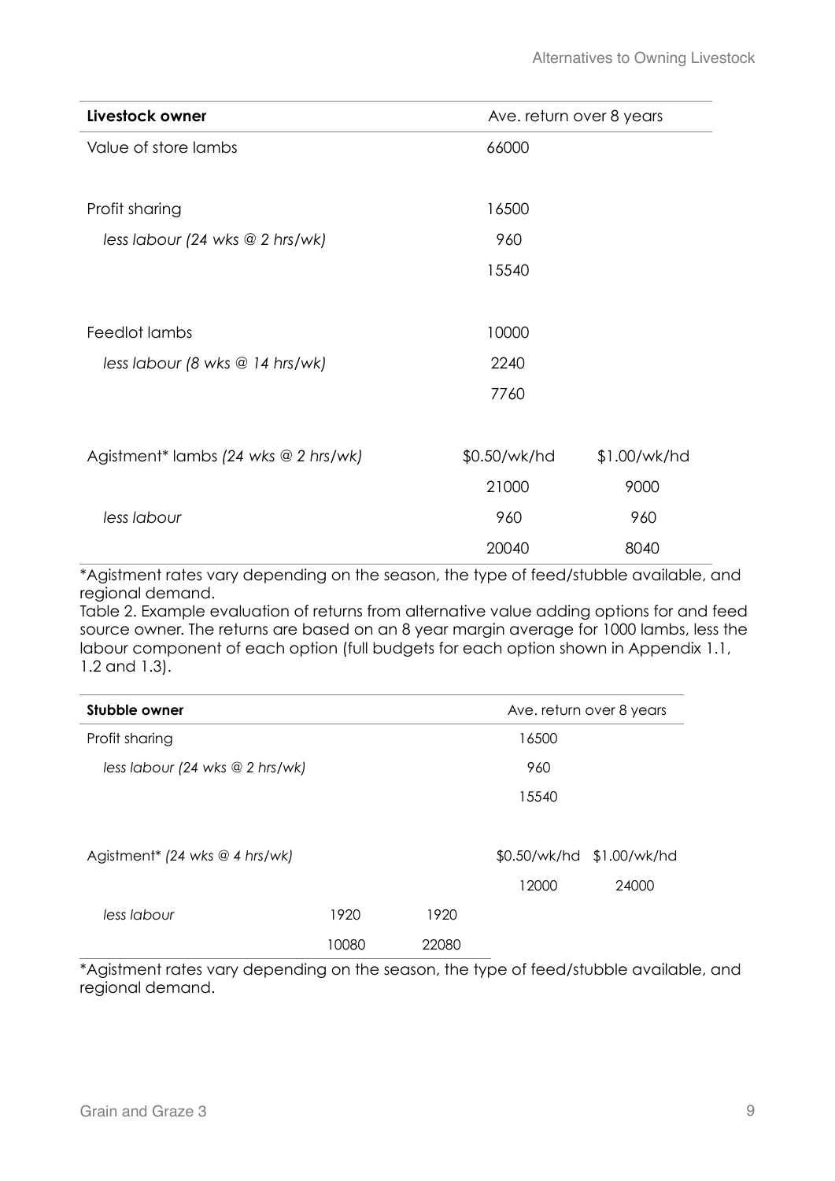| **Livestock owner** | Ave. return over 8 years | |
|---|---|---|
| Value of store lambs | 66000 | |
| | | |
| Profit sharing | 16500 | |
| *less labour (24 wks @ 2 hrs/wk)* | 960 | |
| | 15540 | |
| | | |
| Feedlot lambs | 10000 | |
| *less labour (8 wks @ 14 hrs/wk)* | 2240 | |
| | 7760 | |
| | | |
| Agistment* lambs *(24 wks @ 2 hrs/wk)* | $0.50/wk/hd | $1.00/wk/hd |
| | 21000 | 9000 |
| *less labour* | 960 | 960 |
| | 20040 | 8040 |

*Agistment rates vary depending on the season, the type of feed/stubble available, and regional demand.

Table 2. Example evaluation of returns from alternative value adding options for and feed source owner. The returns are based on an 8 year margin average for 1000 lambs, less the labour component of each option (full budgets for each option shown in Appendix 1.1, 1.2 and 1.3).

| **Stubble owner** | | | Ave. return over 8 years | |
|---|---|---|---|---|
| Profit sharing | | | 16500 | |
| *less labour (24 wks @ 2 hrs/wk)* | | | 960 | |
| | | | 15540 | |
| | | | | |
| Agistment* *(24 wks @ 4 hrs/wk)* | | | $0.50/wk/hd | $1.00/wk/hd |
| | | | 12000 | 24000 |
| *less labour* | 1920 | 1920 | | |
| | 10080 | 22080 | | |

*Agistment rates vary depending on the season, the type of feed/stubble available, and regional demand.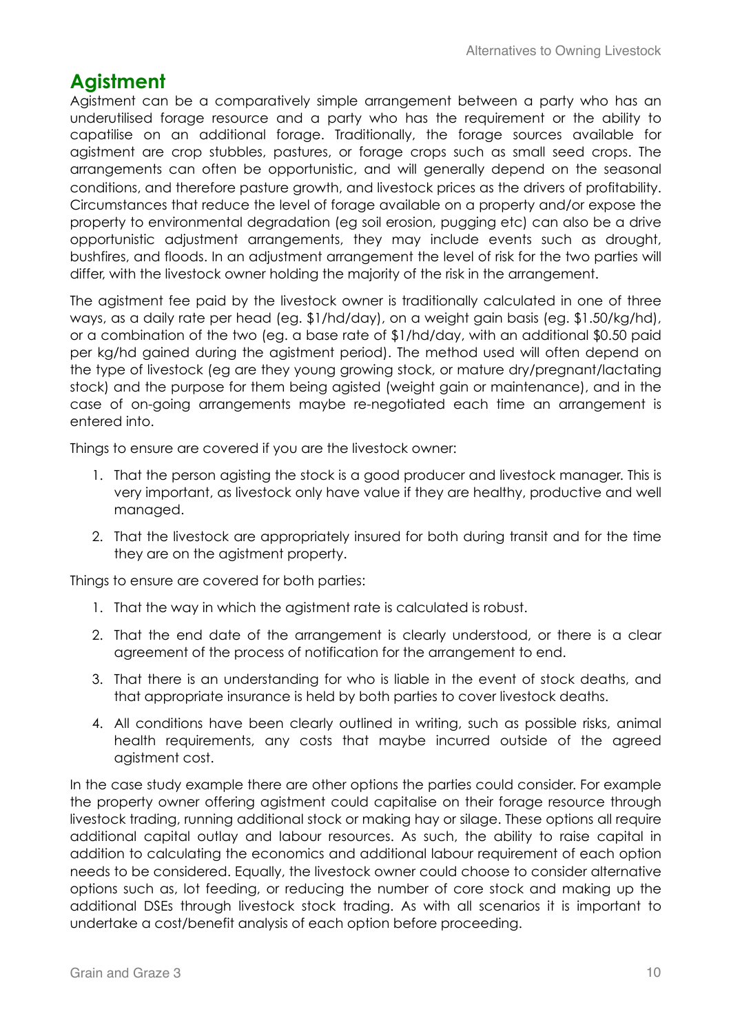## Agistment

Agistment can be a comparatively simple arrangement between a party who has an underutilised forage resource and a party who has the requirement or the ability to capatilise on an additional forage. Traditionally, the forage sources available for agistment are crop stubbles, pastures, or forage crops such as small seed crops. The arrangements can often be opportunistic, and will generally depend on the seasonal conditions, and therefore pasture growth, and livestock prices as the drivers of profitability. Circumstances that reduce the level of forage available on a property and/or expose the property to environmental degradation (eg soil erosion, pugging etc) can also be a drive opportunistic adjustment arrangements, they may include events such as drought, bushfires, and floods. In an adjustment arrangement the level of risk for the two parties will differ, with the livestock owner holding the majority of the risk in the arrangement.

The agistment fee paid by the livestock owner is traditionally calculated in one of three ways, as a daily rate per head (eg. $1/hd/day), on a weight gain basis (eg. $1.50/kg/hd), or a combination of the two (eg. a base rate of $1/hd/day, with an additional $0.50 paid per kg/hd gained during the agistment period). The method used will often depend on the type of livestock (eg are they young growing stock, or mature dry/pregnant/lactating stock) and the purpose for them being agisted (weight gain or maintenance), and in the case of on-going arrangements maybe re-negotiated each time an arrangement is entered into.

Things to ensure are covered if you are the livestock owner:

1. That the person agisting the stock is a good producer and livestock manager. This is very important, as livestock only have value if they are healthy, productive and well managed.
2. That the livestock are appropriately insured for both during transit and for the time they are on the agistment property.

Things to ensure are covered for both parties:

1. That the way in which the agistment rate is calculated is robust.
2. That the end date of the arrangement is clearly understood, or there is a clear agreement of the process of notification for the arrangement to end.
3. That there is an understanding for who is liable in the event of stock deaths, and that appropriate insurance is held by both parties to cover livestock deaths.
4. All conditions have been clearly outlined in writing, such as possible risks, animal health requirements, any costs that maybe incurred outside of the agreed agistment cost.

In the case study example there are other options the parties could consider. For example the property owner offering agistment could capitalise on their forage resource through livestock trading, running additional stock or making hay or silage. These options all require additional capital outlay and labour resources. As such, the ability to raise capital in addition to calculating the economics and additional labour requirement of each option needs to be considered. Equally, the livestock owner could choose to consider alternative options such as, lot feeding, or reducing the number of core stock and making up the additional DSEs through livestock stock trading. As with all scenarios it is important to undertake a cost/benefit analysis of each option before proceeding.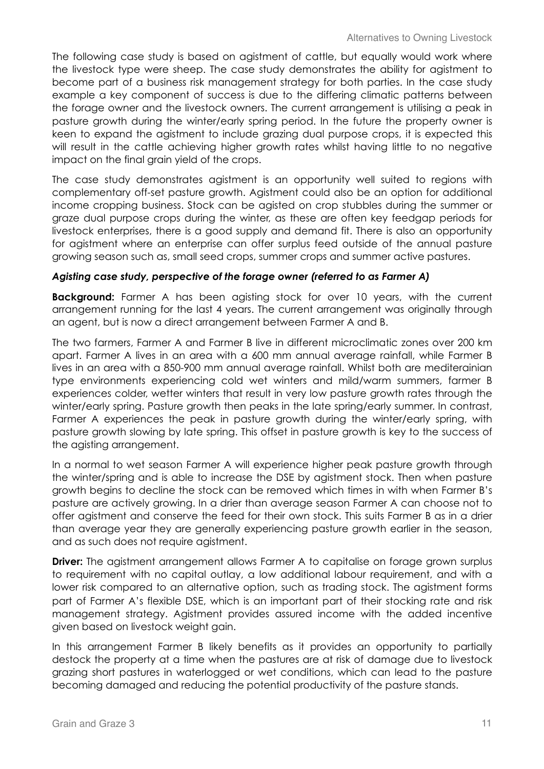The following case study is based on agistment of cattle, but equally would work where the livestock type were sheep. The case study demonstrates the ability for agistment to become part of a business risk management strategy for both parties. In the case study example a key component of success is due to the differing climatic patterns between the forage owner and the livestock owners. The current arrangement is utilising a peak in pasture growth during the winter/early spring period. In the future the property owner is keen to expand the agistment to include grazing dual purpose crops, it is expected this will result in the cattle achieving higher growth rates whilst having little to no negative impact on the final grain yield of the crops.

The case study demonstrates agistment is an opportunity well suited to regions with complementary off-set pasture growth. Agistment could also be an option for additional income cropping business. Stock can be agisted on crop stubbles during the summer or graze dual purpose crops during the winter, as these are often key feedgap periods for livestock enterprises, there is a good supply and demand fit. There is also an opportunity for agistment where an enterprise can offer surplus feed outside of the annual pasture growing season such as, small seed crops, summer crops and summer active pastures.

***Agisting case study, perspective of the forage owner (referred to as Farmer A)***

**Background:** Farmer A has been agisting stock for over 10 years, with the current arrangement running for the last 4 years. The current arrangement was originally through an agent, but is now a direct arrangement between Farmer A and B.

The two farmers, Farmer A and Farmer B live in different microclimatic zones over 200 km apart. Farmer A lives in an area with a 600 mm annual average rainfall, while Farmer B lives in an area with a 850-900 mm annual average rainfall. Whilst both are mediterainian type environments experiencing cold wet winters and mild/warm summers, farmer B experiences colder, wetter winters that result in very low pasture growth rates through the winter/early spring. Pasture growth then peaks in the late spring/early summer. In contrast, Farmer A experiences the peak in pasture growth during the winter/early spring, with pasture growth slowing by late spring. This offset in pasture growth is key to the success of the agisting arrangement.

In a normal to wet season Farmer A will experience higher peak pasture growth through the winter/spring and is able to increase the DSE by agistment stock. Then when pasture growth begins to decline the stock can be removed which times in with when Farmer B's pasture are actively growing. In a drier than average season Farmer A can choose not to offer agistment and conserve the feed for their own stock. This suits Farmer B as in a drier than average year they are generally experiencing pasture growth earlier in the season, and as such does not require agistment.

**Driver:** The agistment arrangement allows Farmer A to capitalise on forage grown surplus to requirement with no capital outlay, a low additional labour requirement, and with a lower risk compared to an alternative option, such as trading stock. The agistment forms part of Farmer A's flexible DSE, which is an important part of their stocking rate and risk management strategy. Agistment provides assured income with the added incentive given based on livestock weight gain.

In this arrangement Farmer B likely benefits as it provides an opportunity to partially destock the property at a time when the pastures are at risk of damage due to livestock grazing short pastures in waterlogged or wet conditions, which can lead to the pasture becoming damaged and reducing the potential productivity of the pasture stands.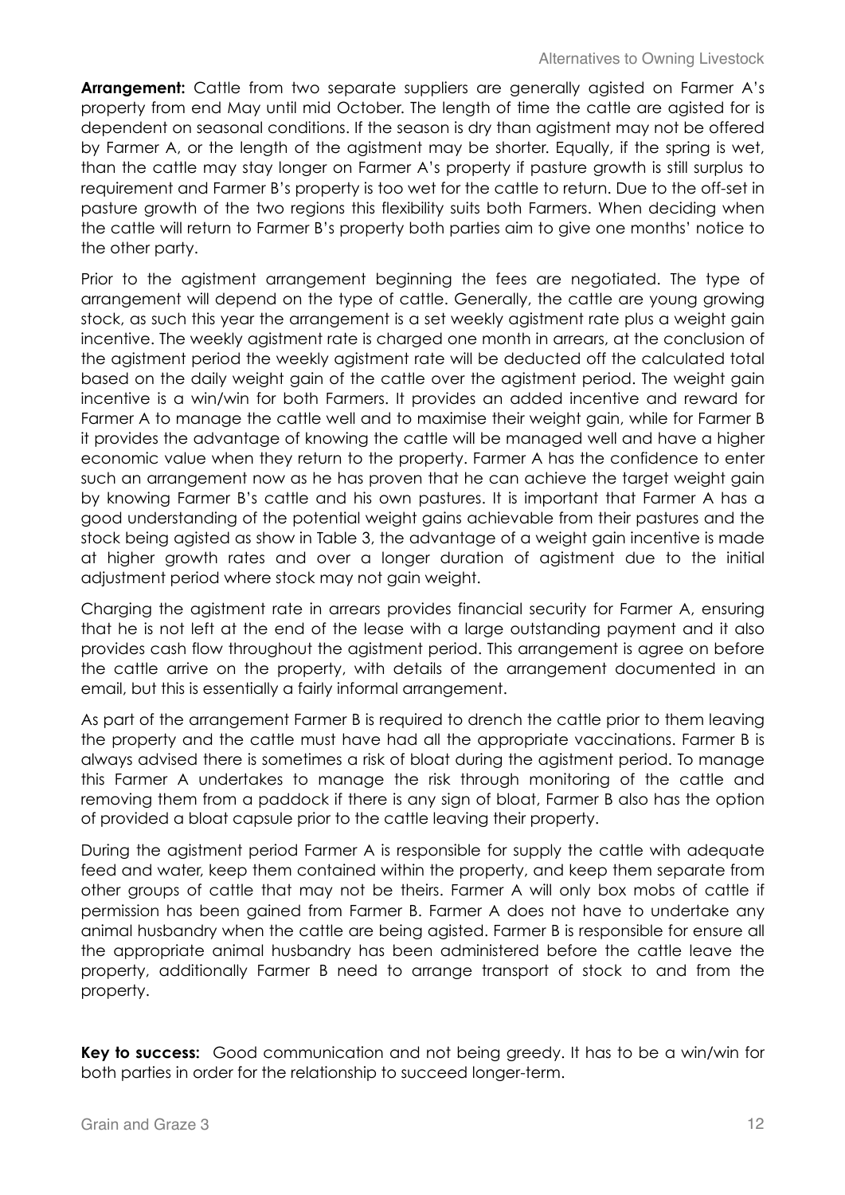**Arrangement:** Cattle from two separate suppliers are generally agisted on Farmer A's property from end May until mid October. The length of time the cattle are agisted for is dependent on seasonal conditions. If the season is dry than agistment may not be offered by Farmer A, or the length of the agistment may be shorter. Equally, if the spring is wet, than the cattle may stay longer on Farmer A's property if pasture growth is still surplus to requirement and Farmer B's property is too wet for the cattle to return. Due to the off-set in pasture growth of the two regions this flexibility suits both Farmers. When deciding when the cattle will return to Farmer B's property both parties aim to give one months' notice to the other party.

Prior to the agistment arrangement beginning the fees are negotiated. The type of arrangement will depend on the type of cattle. Generally, the cattle are young growing stock, as such this year the arrangement is a set weekly agistment rate plus a weight gain incentive. The weekly agistment rate is charged one month in arrears, at the conclusion of the agistment period the weekly agistment rate will be deducted off the calculated total based on the daily weight gain of the cattle over the agistment period. The weight gain incentive is a win/win for both Farmers. It provides an added incentive and reward for Farmer A to manage the cattle well and to maximise their weight gain, while for Farmer B it provides the advantage of knowing the cattle will be managed well and have a higher economic value when they return to the property. Farmer A has the confidence to enter such an arrangement now as he has proven that he can achieve the target weight gain by knowing Farmer B's cattle and his own pastures. It is important that Farmer A has a good understanding of the potential weight gains achievable from their pastures and the stock being agisted as show in Table 3, the advantage of a weight gain incentive is made at higher growth rates and over a longer duration of agistment due to the initial adjustment period where stock may not gain weight.

Charging the agistment rate in arrears provides financial security for Farmer A, ensuring that he is not left at the end of the lease with a large outstanding payment and it also provides cash flow throughout the agistment period. This arrangement is agree on before the cattle arrive on the property, with details of the arrangement documented in an email, but this is essentially a fairly informal arrangement.

As part of the arrangement Farmer B is required to drench the cattle prior to them leaving the property and the cattle must have had all the appropriate vaccinations. Farmer B is always advised there is sometimes a risk of bloat during the agistment period. To manage this Farmer A undertakes to manage the risk through monitoring of the cattle and removing them from a paddock if there is any sign of bloat, Farmer B also has the option of provided a bloat capsule prior to the cattle leaving their property.

During the agistment period Farmer A is responsible for supply the cattle with adequate feed and water, keep them contained within the property, and keep them separate from other groups of cattle that may not be theirs. Farmer A will only box mobs of cattle if permission has been gained from Farmer B. Farmer A does not have to undertake any animal husbandry when the cattle are being agisted. Farmer B is responsible for ensure all the appropriate animal husbandry has been administered before the cattle leave the property, additionally Farmer B need to arrange transport of stock to and from the property.

**Key to success:** Good communication and not being greedy. It has to be a win/win for both parties in order for the relationship to succeed longer-term.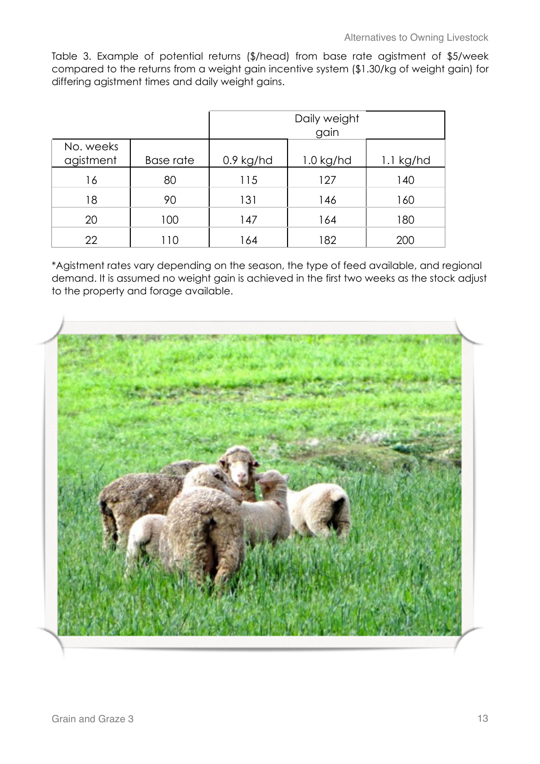Table 3. Example of potential returns ($/head) from base rate agistment of $5/week compared to the returns from a weight gain incentive system ($1.30/kg of weight gain) for differing agistment times and daily weight gains.

| | | Daily weight gain | | |
|---|---|---|---|---|
| No. weeks agistment | Base rate | 0.9 kg/hd | 1.0 kg/hd | 1.1 kg/hd |
| 16 | 80 | 115 | 127 | 140 |
| 18 | 90 | 131 | 146 | 160 |
| 20 | 100 | 147 | 164 | 180 |
| 22 | 110 | 164 | 182 | 200 |

*Agistment rates vary depending on the season, the type of feed available, and regional demand. It is assumed no weight gain is achieved in the first two weeks as the stock adjust to the property and forage available.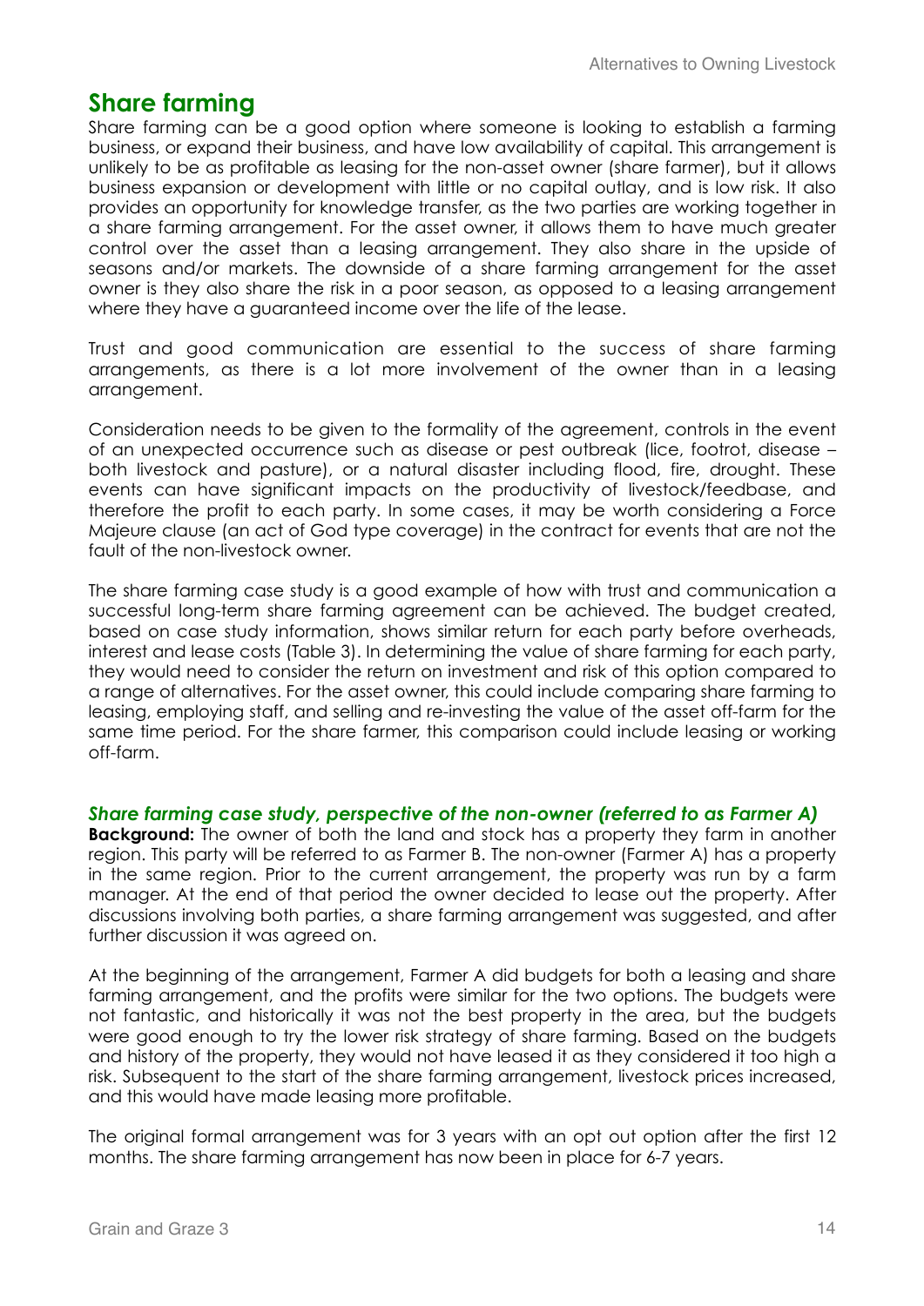## Share farming

Share farming can be a good option where someone is looking to establish a farming business, or expand their business, and have low availability of capital. This arrangement is unlikely to be as profitable as leasing for the non-asset owner (share farmer), but it allows business expansion or development with little or no capital outlay, and is low risk. It also provides an opportunity for knowledge transfer, as the two parties are working together in a share farming arrangement. For the asset owner, it allows them to have much greater control over the asset than a leasing arrangement. They also share in the upside of seasons and/or markets. The downside of a share farming arrangement for the asset owner is they also share the risk in a poor season, as opposed to a leasing arrangement where they have a guaranteed income over the life of the lease.

Trust and good communication are essential to the success of share farming arrangements, as there is a lot more involvement of the owner than in a leasing arrangement.

Consideration needs to be given to the formality of the agreement, controls in the event of an unexpected occurrence such as disease or pest outbreak (lice, footrot, disease – both livestock and pasture), or a natural disaster including flood, fire, drought. These events can have significant impacts on the productivity of livestock/feedbase, and therefore the profit to each party. In some cases, it may be worth considering a Force Majeure clause (an act of God type coverage) in the contract for events that are not the fault of the non-livestock owner.

The share farming case study is a good example of how with trust and communication a successful long-term share farming agreement can be achieved. The budget created, based on case study information, shows similar return for each party before overheads, interest and lease costs (Table 3). In determining the value of share farming for each party, they would need to consider the return on investment and risk of this option compared to a range of alternatives. For the asset owner, this could include comparing share farming to leasing, employing staff, and selling and re-investing the value of the asset off-farm for the same time period. For the share farmer, this comparison could include leasing or working off-farm.

### *Share farming case study, perspective of the non-owner (referred to as Farmer A)*

**Background:** The owner of both the land and stock has a property they farm in another region. This party will be referred to as Farmer B. The non-owner (Farmer A) has a property in the same region. Prior to the current arrangement, the property was run by a farm manager. At the end of that period the owner decided to lease out the property. After discussions involving both parties, a share farming arrangement was suggested, and after further discussion it was agreed on.

At the beginning of the arrangement, Farmer A did budgets for both a leasing and share farming arrangement, and the profits were similar for the two options. The budgets were not fantastic, and historically it was not the best property in the area, but the budgets were good enough to try the lower risk strategy of share farming. Based on the budgets and history of the property, they would not have leased it as they considered it too high a risk. Subsequent to the start of the share farming arrangement, livestock prices increased, and this would have made leasing more profitable.

The original formal arrangement was for 3 years with an opt out option after the first 12 months. The share farming arrangement has now been in place for 6-7 years.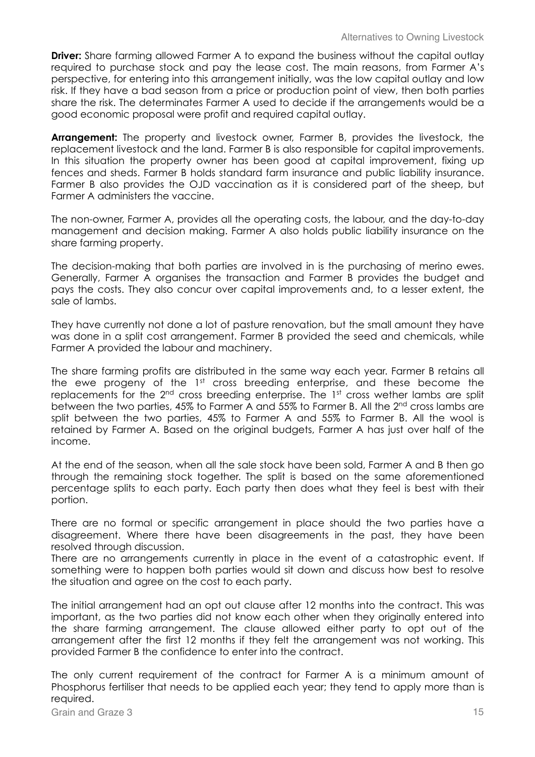**Driver:** Share farming allowed Farmer A to expand the business without the capital outlay required to purchase stock and pay the lease cost. The main reasons, from Farmer A's perspective, for entering into this arrangement initially, was the low capital outlay and low risk. If they have a bad season from a price or production point of view, then both parties share the risk. The determinates Farmer A used to decide if the arrangements would be a good economic proposal were profit and required capital outlay.

**Arrangement:** The property and livestock owner, Farmer B, provides the livestock, the replacement livestock and the land. Farmer B is also responsible for capital improvements. In this situation the property owner has been good at capital improvement, fixing up fences and sheds. Farmer B holds standard farm insurance and public liability insurance. Farmer B also provides the OJD vaccination as it is considered part of the sheep, but Farmer A administers the vaccine.

The non-owner, Farmer A, provides all the operating costs, the labour, and the day-to-day management and decision making. Farmer A also holds public liability insurance on the share farming property.

The decision-making that both parties are involved in is the purchasing of merino ewes. Generally, Farmer A organises the transaction and Farmer B provides the budget and pays the costs. They also concur over capital improvements and, to a lesser extent, the sale of lambs.

They have currently not done a lot of pasture renovation, but the small amount they have was done in a split cost arrangement. Farmer B provided the seed and chemicals, while Farmer A provided the labour and machinery.

The share farming profits are distributed in the same way each year. Farmer B retains all the ewe progeny of the 1st cross breeding enterprise, and these become the replacements for the 2nd cross breeding enterprise. The 1st cross wether lambs are split between the two parties, 45% to Farmer A and 55% to Farmer B. All the 2nd cross lambs are split between the two parties, 45% to Farmer A and 55% to Farmer B. All the wool is retained by Farmer A. Based on the original budgets, Farmer A has just over half of the income.

At the end of the season, when all the sale stock have been sold, Farmer A and B then go through the remaining stock together. The split is based on the same aforementioned percentage splits to each party. Each party then does what they feel is best with their portion.

There are no formal or specific arrangement in place should the two parties have a disagreement. Where there have been disagreements in the past, they have been resolved through discussion.

There are no arrangements currently in place in the event of a catastrophic event. If something were to happen both parties would sit down and discuss how best to resolve the situation and agree on the cost to each party.

The initial arrangement had an opt out clause after 12 months into the contract. This was important, as the two parties did not know each other when they originally entered into the share farming arrangement. The clause allowed either party to opt out of the arrangement after the first 12 months if they felt the arrangement was not working. This provided Farmer B the confidence to enter into the contract.

The only current requirement of the contract for Farmer A is a minimum amount of Phosphorus fertiliser that needs to be applied each year; they tend to apply more than is required.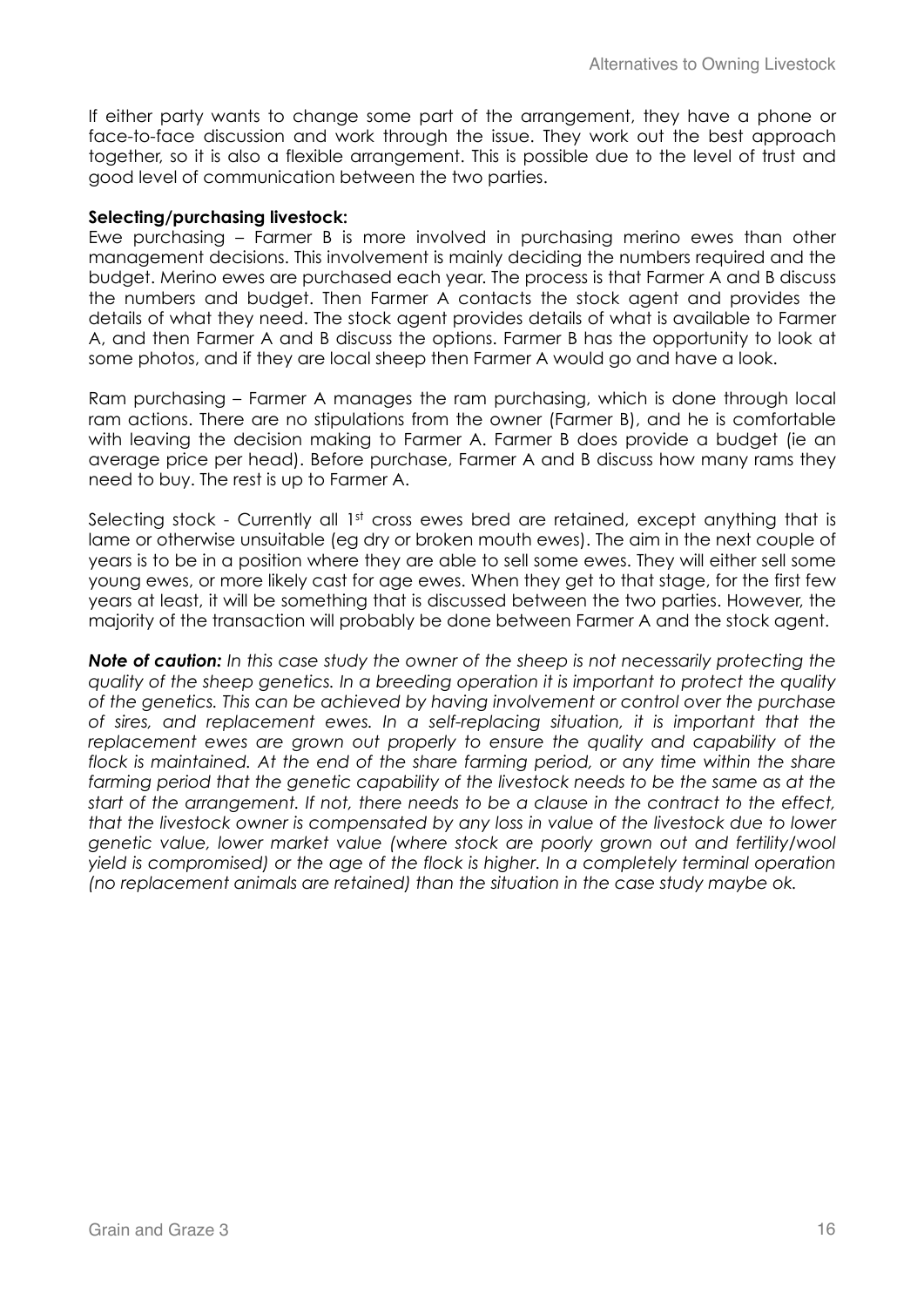If either party wants to change some part of the arrangement, they have a phone or face-to-face discussion and work through the issue. They work out the best approach together, so it is also a flexible arrangement. This is possible due to the level of trust and good level of communication between the two parties.

**Selecting/purchasing livestock:**

Ewe purchasing – Farmer B is more involved in purchasing merino ewes than other management decisions. This involvement is mainly deciding the numbers required and the budget. Merino ewes are purchased each year. The process is that Farmer A and B discuss the numbers and budget. Then Farmer A contacts the stock agent and provides the details of what they need. The stock agent provides details of what is available to Farmer A, and then Farmer A and B discuss the options. Farmer B has the opportunity to look at some photos, and if they are local sheep then Farmer A would go and have a look.

Ram purchasing – Farmer A manages the ram purchasing, which is done through local ram actions. There are no stipulations from the owner (Farmer B), and he is comfortable with leaving the decision making to Farmer A. Farmer B does provide a budget (ie an average price per head). Before purchase, Farmer A and B discuss how many rams they need to buy. The rest is up to Farmer A.

Selecting stock - Currently all 1st cross ewes bred are retained, except anything that is lame or otherwise unsuitable (eg dry or broken mouth ewes). The aim in the next couple of years is to be in a position where they are able to sell some ewes. They will either sell some young ewes, or more likely cast for age ewes. When they get to that stage, for the first few years at least, it will be something that is discussed between the two parties. However, the majority of the transaction will probably be done between Farmer A and the stock agent.

***Note of caution:*** *In this case study the owner of the sheep is not necessarily protecting the quality of the sheep genetics. In a breeding operation it is important to protect the quality of the genetics. This can be achieved by having involvement or control over the purchase of sires, and replacement ewes. In a self-replacing situation, it is important that the replacement ewes are grown out properly to ensure the quality and capability of the flock is maintained. At the end of the share farming period, or any time within the share farming period that the genetic capability of the livestock needs to be the same as at the start of the arrangement. If not, there needs to be a clause in the contract to the effect, that the livestock owner is compensated by any loss in value of the livestock due to lower genetic value, lower market value (where stock are poorly grown out and fertility/wool yield is compromised) or the age of the flock is higher. In a completely terminal operation (no replacement animals are retained) than the situation in the case study maybe ok.*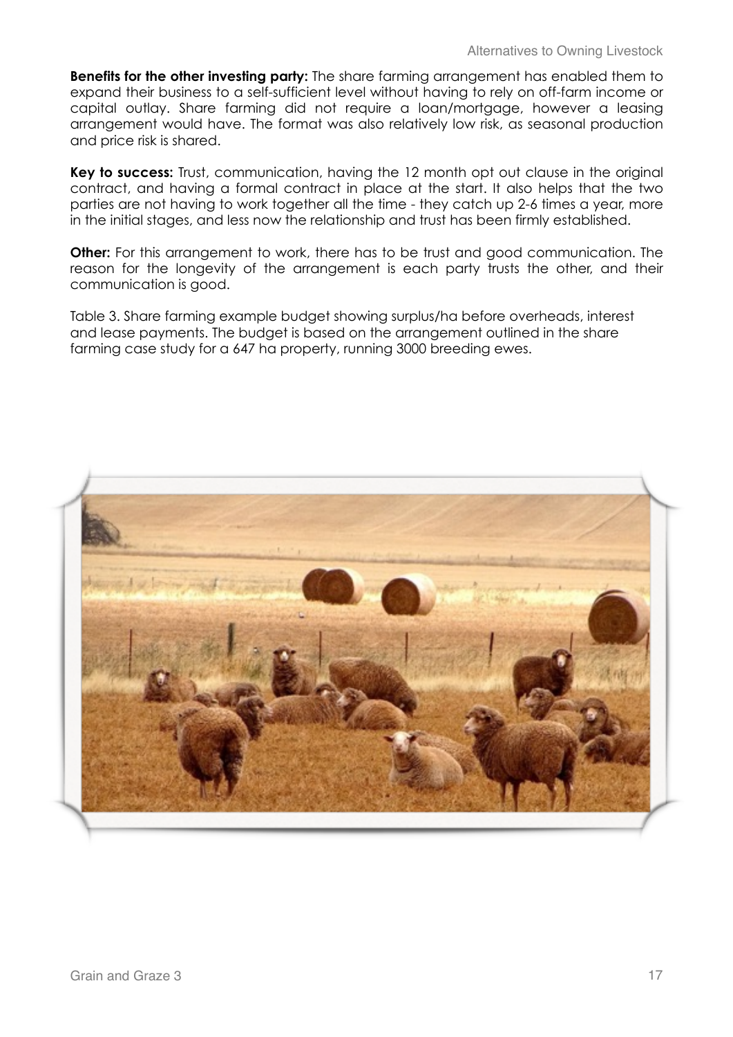**Benefits for the other investing party:** The share farming arrangement has enabled them to expand their business to a self-sufficient level without having to rely on off-farm income or capital outlay. Share farming did not require a loan/mortgage, however a leasing arrangement would have. The format was also relatively low risk, as seasonal production and price risk is shared.

**Key to success:** Trust, communication, having the 12 month opt out clause in the original contract, and having a formal contract in place at the start. It also helps that the two parties are not having to work together all the time - they catch up 2-6 times a year, more in the initial stages, and less now the relationship and trust has been firmly established.

**Other:** For this arrangement to work, there has to be trust and good communication. The reason for the longevity of the arrangement is each party trusts the other, and their communication is good.

Table 3. Share farming example budget showing surplus/ha before overheads, interest and lease payments. The budget is based on the arrangement outlined in the share farming case study for a 647 ha property, running 3000 breeding ewes.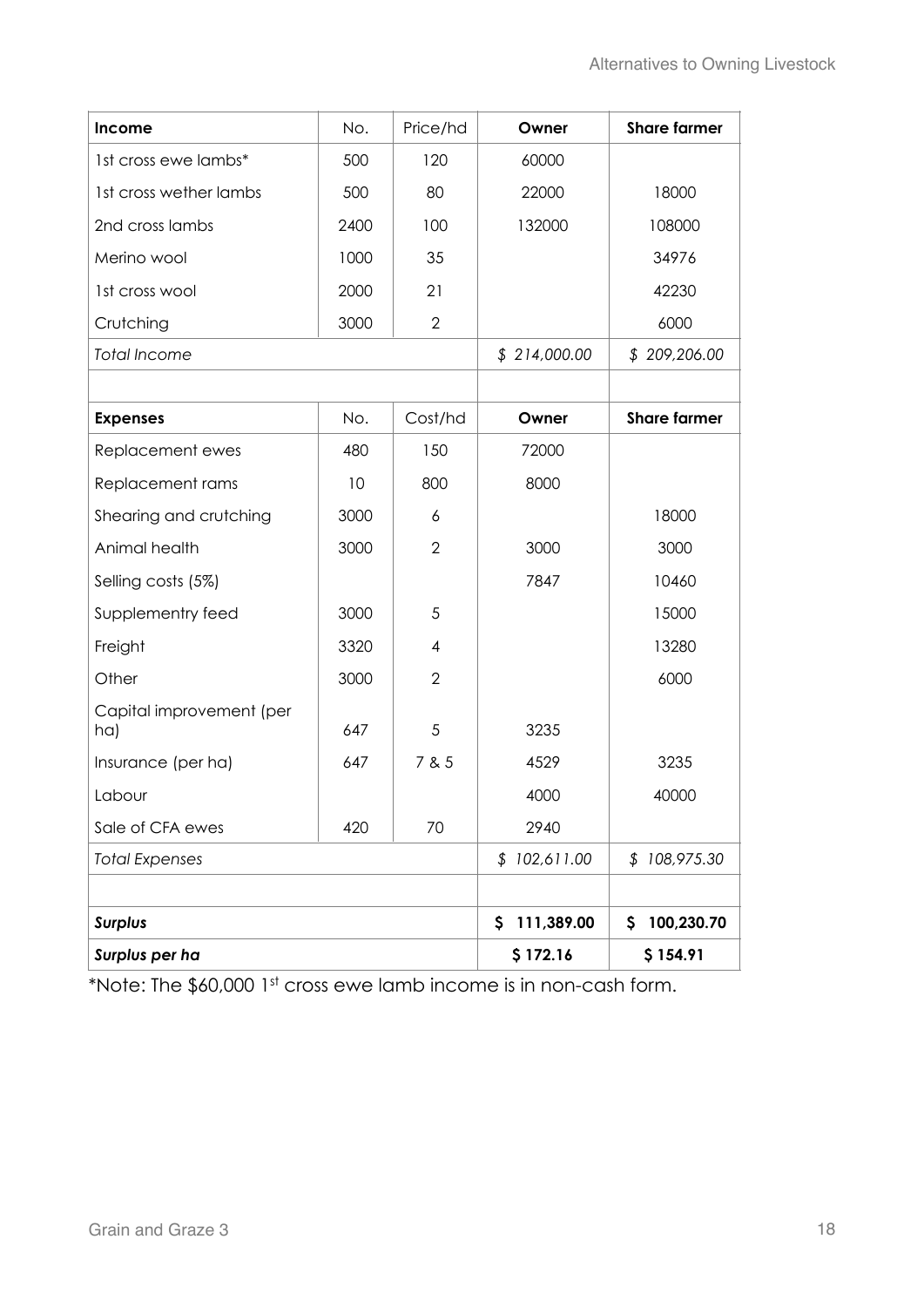| Income | No. | Price/hd | Owner | Share farmer |
|---|---|---|---|---|
| 1st cross ewe lambs* | 500 | 120 | 60000 | |
| 1st cross wether lambs | 500 | 80 | 22000 | 18000 |
| 2nd cross lambs | 2400 | 100 | 132000 | 108000 |
| Merino wool | 1000 | 35 | | 34976 |
| 1st cross wool | 2000 | 21 | | 42230 |
| Crutching | 3000 | 2 | | 6000 |
| *Total Income* | | | *$ 214,000.00* | *$ 209,206.00* |
| | | | | |
| **Expenses** | No. | Cost/hd | **Owner** | **Share farmer** |
| Replacement ewes | 480 | 150 | 72000 | |
| Replacement rams | 10 | 800 | 8000 | |
| Shearing and crutching | 3000 | 6 | | 18000 |
| Animal health | 3000 | 2 | 3000 | 3000 |
| Selling costs (5%) | | | 7847 | 10460 |
| Supplementry feed | 3000 | 5 | | 15000 |
| Freight | 3320 | 4 | | 13280 |
| Other | 3000 | 2 | | 6000 |
| Capital improvement (per ha) | 647 | 5 | 3235 | |
| Insurance (per ha) | 647 | 7 & 5 | 4529 | 3235 |
| Labour | | | 4000 | 40000 |
| Sale of CFA ewes | 420 | 70 | 2940 | |
| *Total Expenses* | | | *$ 102,611.00* | *$ 108,975.30* |
| | | | | |
| ***Surplus*** | | | **$ 111,389.00** | **$ 100,230.70** |
| ***Surplus per ha*** | | | **$ 172.16** | **$ 154.91** |

*Note: The $60,000 1st cross ewe lamb income is in non-cash form.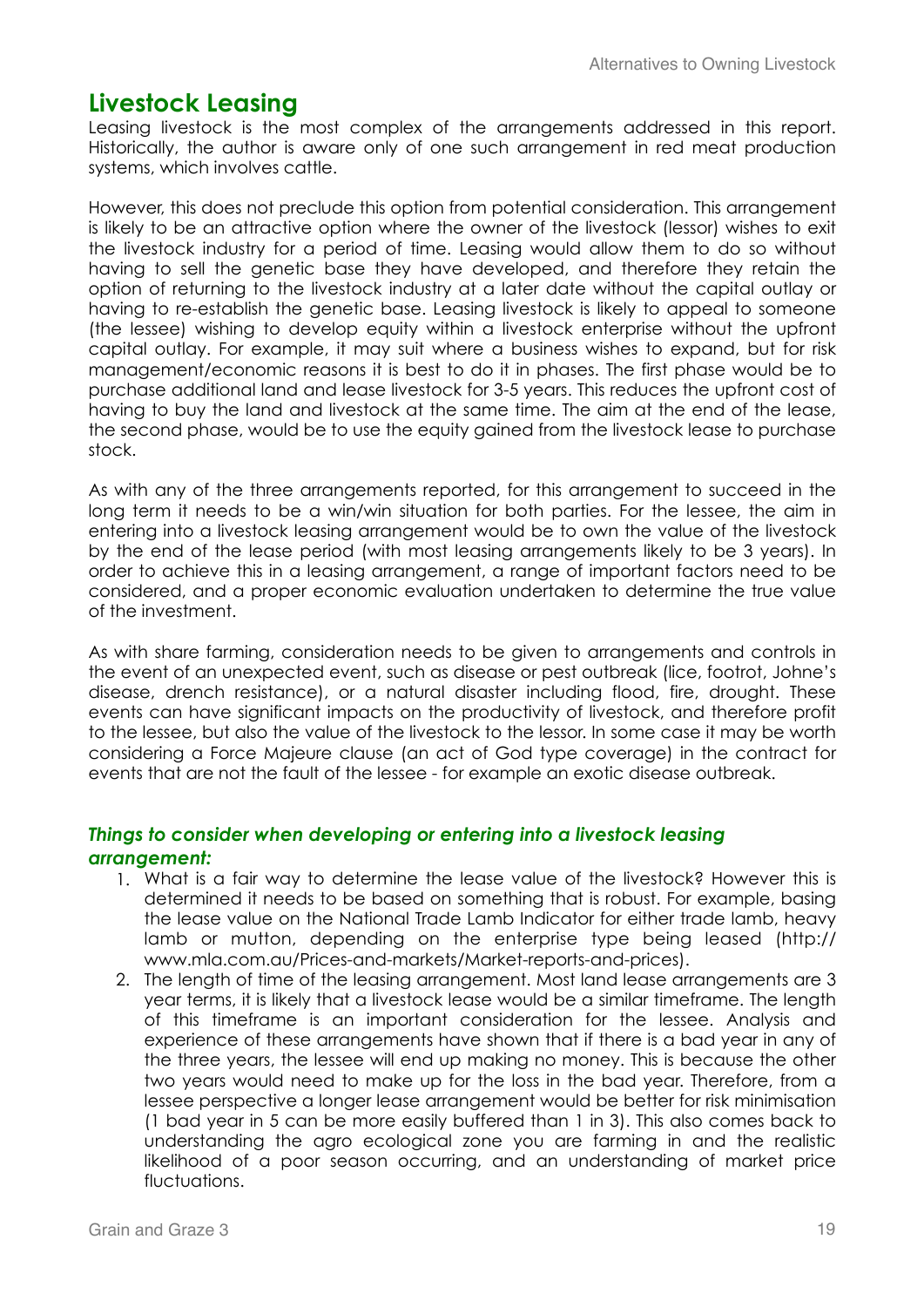## Livestock Leasing

Leasing livestock is the most complex of the arrangements addressed in this report. Historically, the author is aware only of one such arrangement in red meat production systems, which involves cattle.

However, this does not preclude this option from potential consideration. This arrangement is likely to be an attractive option where the owner of the livestock (lessor) wishes to exit the livestock industry for a period of time. Leasing would allow them to do so without having to sell the genetic base they have developed, and therefore they retain the option of returning to the livestock industry at a later date without the capital outlay or having to re-establish the genetic base. Leasing livestock is likely to appeal to someone (the lessee) wishing to develop equity within a livestock enterprise without the upfront capital outlay. For example, it may suit where a business wishes to expand, but for risk management/economic reasons it is best to do it in phases. The first phase would be to purchase additional land and lease livestock for 3-5 years. This reduces the upfront cost of having to buy the land and livestock at the same time. The aim at the end of the lease, the second phase, would be to use the equity gained from the livestock lease to purchase stock.

As with any of the three arrangements reported, for this arrangement to succeed in the long term it needs to be a win/win situation for both parties. For the lessee, the aim in entering into a livestock leasing arrangement would be to own the value of the livestock by the end of the lease period (with most leasing arrangements likely to be 3 years). In order to achieve this in a leasing arrangement, a range of important factors need to be considered, and a proper economic evaluation undertaken to determine the true value of the investment.

As with share farming, consideration needs to be given to arrangements and controls in the event of an unexpected event, such as disease or pest outbreak (lice, footrot, Johne's disease, drench resistance), or a natural disaster including flood, fire, drought. These events can have significant impacts on the productivity of livestock, and therefore profit to the lessee, but also the value of the livestock to the lessor. In some case it may be worth considering a Force Majeure clause (an act of God type coverage) in the contract for events that are not the fault of the lessee - for example an exotic disease outbreak.

### *Things to consider when developing or entering into a livestock leasing arrangement:*

1. What is a fair way to determine the lease value of the livestock? However this is determined it needs to be based on something that is robust. For example, basing the lease value on the National Trade Lamb Indicator for either trade lamb, heavy lamb or mutton, depending on the enterprise type being leased (http://www.mla.com.au/Prices-and-markets/Market-reports-and-prices).
2. The length of time of the leasing arrangement. Most land lease arrangements are 3 year terms, it is likely that a livestock lease would be a similar timeframe. The length of this timeframe is an important consideration for the lessee. Analysis and experience of these arrangements have shown that if there is a bad year in any of the three years, the lessee will end up making no money. This is because the other two years would need to make up for the loss in the bad year. Therefore, from a lessee perspective a longer lease arrangement would be better for risk minimisation (1 bad year in 5 can be more easily buffered than 1 in 3). This also comes back to understanding the agro ecological zone you are farming in and the realistic likelihood of a poor season occurring, and an understanding of market price fluctuations.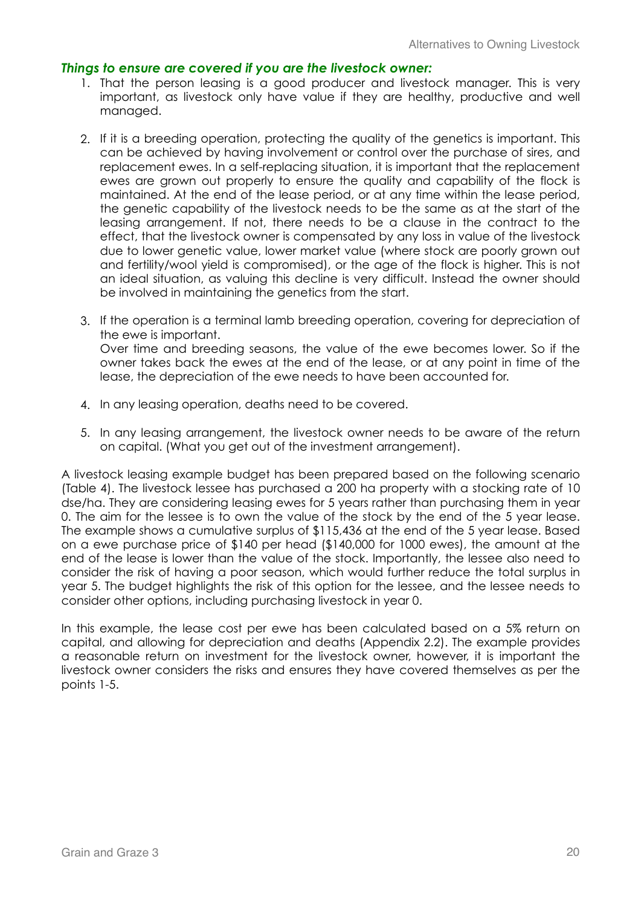### *Things to ensure are covered if you are the livestock owner:*

1. That the person leasing is a good producer and livestock manager. This is very important, as livestock only have value if they are healthy, productive and well managed.

2. If it is a breeding operation, protecting the quality of the genetics is important. This can be achieved by having involvement or control over the purchase of sires, and replacement ewes. In a self-replacing situation, it is important that the replacement ewes are grown out properly to ensure the quality and capability of the flock is maintained. At the end of the lease period, or at any time within the lease period, the genetic capability of the livestock needs to be the same as at the start of the leasing arrangement. If not, there needs to be a clause in the contract to the effect, that the livestock owner is compensated by any loss in value of the livestock due to lower genetic value, lower market value (where stock are poorly grown out and fertility/wool yield is compromised), or the age of the flock is higher. This is not an ideal situation, as valuing this decline is very difficult. Instead the owner should be involved in maintaining the genetics from the start.

3. If the operation is a terminal lamb breeding operation, covering for depreciation of the ewe is important.
   Over time and breeding seasons, the value of the ewe becomes lower. So if the owner takes back the ewes at the end of the lease, or at any point in time of the lease, the depreciation of the ewe needs to have been accounted for.

4. In any leasing operation, deaths need to be covered.

5. In any leasing arrangement, the livestock owner needs to be aware of the return on capital. (What you get out of the investment arrangement).

A livestock leasing example budget has been prepared based on the following scenario (Table 4). The livestock lessee has purchased a 200 ha property with a stocking rate of 10 dse/ha. They are considering leasing ewes for 5 years rather than purchasing them in year 0. The aim for the lessee is to own the value of the stock by the end of the 5 year lease. The example shows a cumulative surplus of $115,436 at the end of the 5 year lease. Based on a ewe purchase price of $140 per head ($140,000 for 1000 ewes), the amount at the end of the lease is lower than the value of the stock. Importantly, the lessee also need to consider the risk of having a poor season, which would further reduce the total surplus in year 5. The budget highlights the risk of this option for the lessee, and the lessee needs to consider other options, including purchasing livestock in year 0.

In this example, the lease cost per ewe has been calculated based on a 5% return on capital, and allowing for depreciation and deaths (Appendix 2.2). The example provides a reasonable return on investment for the livestock owner, however, it is important the livestock owner considers the risks and ensures they have covered themselves as per the points 1-5.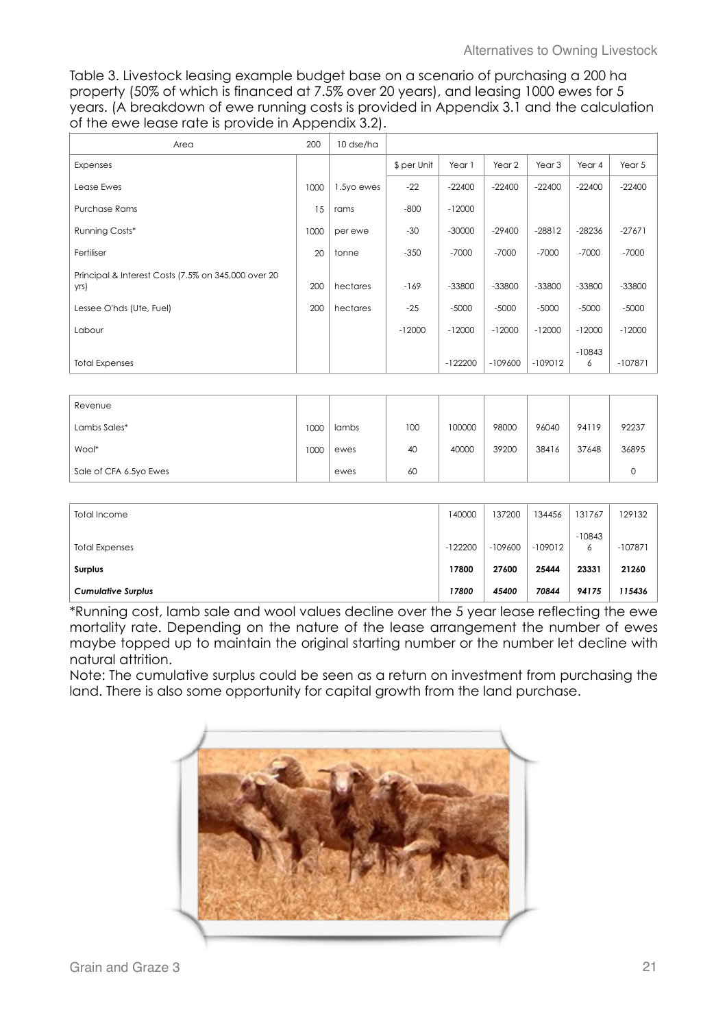Table 3. Livestock leasing example budget base on a scenario of purchasing a 200 ha property (50% of which is financed at 7.5% over 20 years), and leasing 1000 ewes for 5 years. (A breakdown of ewe running costs is provided in Appendix 3.1 and the calculation of the ewe lease rate is provide in Appendix 3.2).

| Area | 200 | 10 dse/ha | | | | | | |
|---|---|---|---|---|---|---|---|---|
| Expenses | | | $ per Unit | Year 1 | Year 2 | Year 3 | Year 4 | Year 5 |
| Lease Ewes | 1000 | 1.5yo ewes | -22 | -22400 | -22400 | -22400 | -22400 | -22400 |
| Purchase Rams | 15 | rams | -800 | -12000 | | | | |
| Running Costs* | 1000 | per ewe | -30 | -30000 | -29400 | -28812 | -28236 | -27671 |
| Fertiliser | 20 | tonne | -350 | -7000 | -7000 | -7000 | -7000 | -7000 |
| Principal & Interest Costs (7.5% on 345,000 over 20 yrs) | 200 | hectares | -169 | -33800 | -33800 | -33800 | -33800 | -33800 |
| Lessee O'hds (Ute, Fuel) | 200 | hectares | -25 | -5000 | -5000 | -5000 | -5000 | -5000 |
| Labour | | | -12000 | -12000 | -12000 | -12000 | -12000 | -12000 |
| Total Expenses | | | | -122200 | -109600 | -109012 | -108436 | -107871 |
| | | | | | | | | |
| Revenue | | | | | | | | |
| Lambs Sales* | 1000 | lambs | 100 | 100000 | 98000 | 96040 | 94119 | 92237 |
| Wool* | 1000 | ewes | 40 | 40000 | 39200 | 38416 | 37648 | 36895 |
| Sale of CFA 6.5yo Ewes | | ewes | 60 | | | | | 0 |
| | | | | | | | | |
| Total Income | | | | 140000 | 137200 | 134456 | 131767 | 129132 |
| Total Expenses | | | | -122200 | -109600 | -109012 | -108436 | -107871 |
| **Surplus** | | | | **17800** | **27600** | **25444** | **23331** | **21260** |
| ***Cumulative Surplus*** | | | | ***17800*** | ***45400*** | ***70844*** | ***94175*** | ***115436*** |

*Running cost, lamb sale and wool values decline over the 5 year lease reflecting the ewe mortality rate. Depending on the nature of the lease arrangement the number of ewes maybe topped up to maintain the original starting number or the number let decline with natural attrition.

Note: The cumulative surplus could be seen as a return on investment from purchasing the land. There is also some opportunity for capital growth from the land purchase.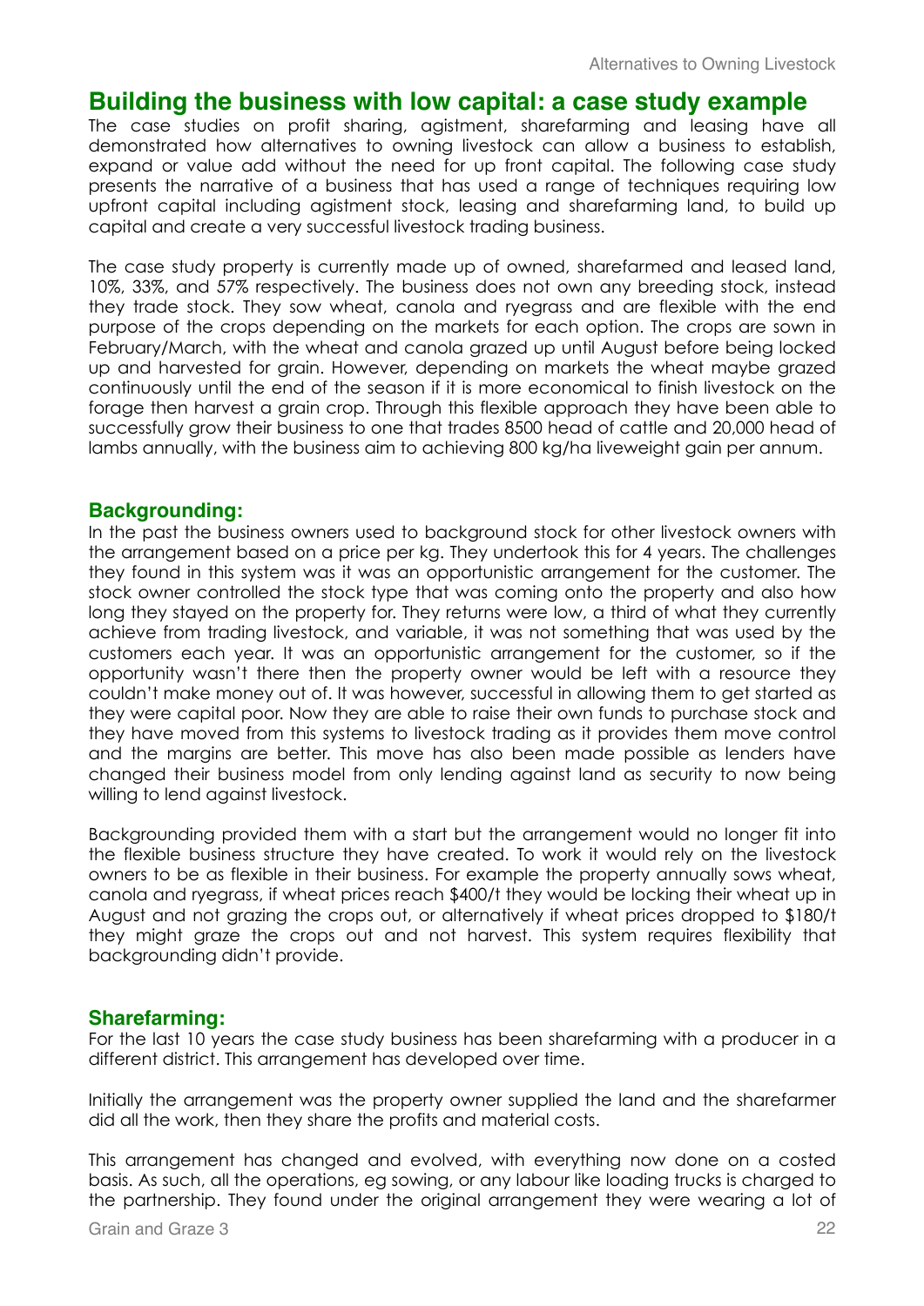## Building the business with low capital: a case study example

The case studies on profit sharing, agistment, sharefarming and leasing have all demonstrated how alternatives to owning livestock can allow a business to establish, expand or value add without the need for up front capital. The following case study presents the narrative of a business that has used a range of techniques requiring low upfront capital including agistment stock, leasing and sharefarming land, to build up capital and create a very successful livestock trading business.

The case study property is currently made up of owned, sharefarmed and leased land, 10%, 33%, and 57% respectively. The business does not own any breeding stock, instead they trade stock. They sow wheat, canola and ryegrass and are flexible with the end purpose of the crops depending on the markets for each option. The crops are sown in February/March, with the wheat and canola grazed up until August before being locked up and harvested for grain. However, depending on markets the wheat maybe grazed continuously until the end of the season if it is more economical to finish livestock on the forage then harvest a grain crop. Through this flexible approach they have been able to successfully grow their business to one that trades 8500 head of cattle and 20,000 head of lambs annually, with the business aim to achieving 800 kg/ha liveweight gain per annum.

### Backgrounding:

In the past the business owners used to background stock for other livestock owners with the arrangement based on a price per kg. They undertook this for 4 years. The challenges they found in this system was it was an opportunistic arrangement for the customer. The stock owner controlled the stock type that was coming onto the property and also how long they stayed on the property for. They returns were low, a third of what they currently achieve from trading livestock, and variable, it was not something that was used by the customers each year. It was an opportunistic arrangement for the customer, so if the opportunity wasn't there then the property owner would be left with a resource they couldn't make money out of. It was however, successful in allowing them to get started as they were capital poor. Now they are able to raise their own funds to purchase stock and they have moved from this systems to livestock trading as it provides them move control and the margins are better. This move has also been made possible as lenders have changed their business model from only lending against land as security to now being willing to lend against livestock.

Backgrounding provided them with a start but the arrangement would no longer fit into the flexible business structure they have created. To work it would rely on the livestock owners to be as flexible in their business. For example the property annually sows wheat, canola and ryegrass, if wheat prices reach $400/t they would be locking their wheat up in August and not grazing the crops out, or alternatively if wheat prices dropped to $180/t they might graze the crops out and not harvest. This system requires flexibility that backgrounding didn't provide.

### Sharefarming:

For the last 10 years the case study business has been sharefarming with a producer in a different district. This arrangement has developed over time.

Initially the arrangement was the property owner supplied the land and the sharefarmer did all the work, then they share the profits and material costs.

This arrangement has changed and evolved, with everything now done on a costed basis. As such, all the operations, eg sowing, or any labour like loading trucks is charged to the partnership. They found under the original arrangement they were wearing a lot of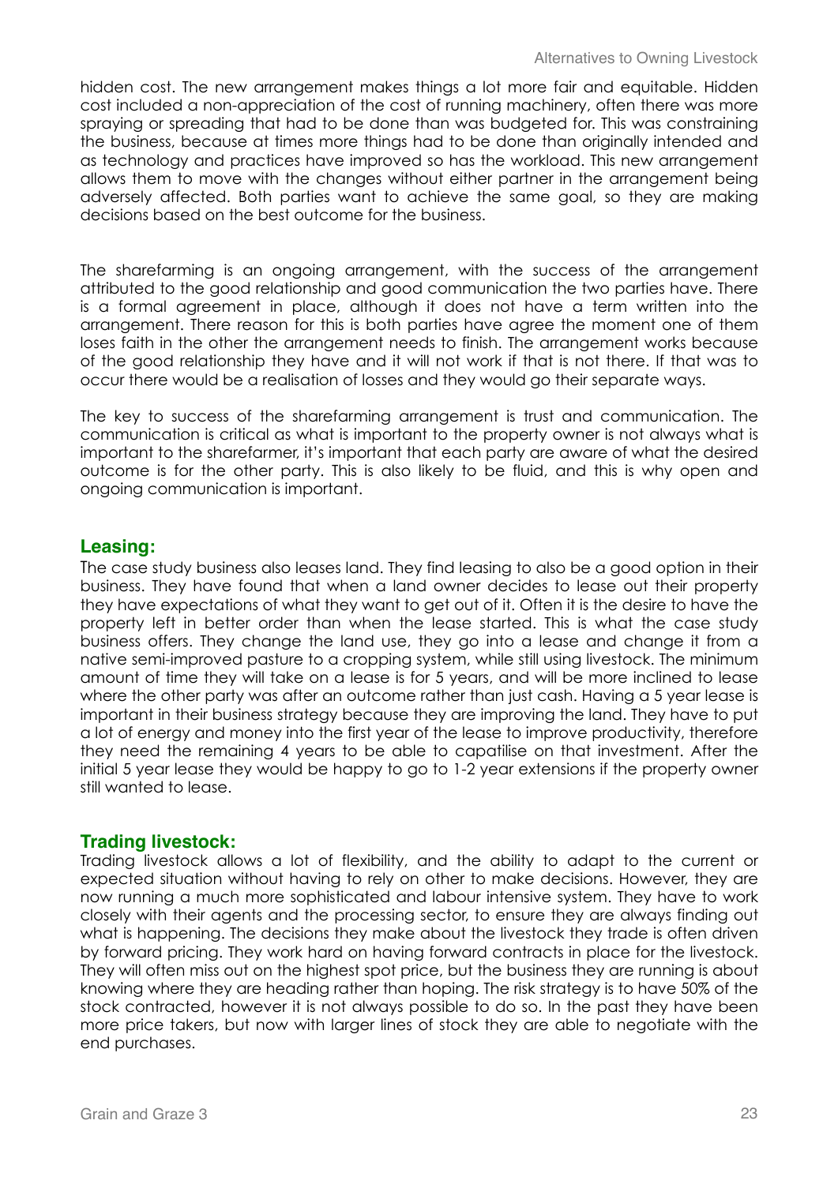hidden cost. The new arrangement makes things a lot more fair and equitable. Hidden cost included a non-appreciation of the cost of running machinery, often there was more spraying or spreading that had to be done than was budgeted for. This was constraining the business, because at times more things had to be done than originally intended and as technology and practices have improved so has the workload. This new arrangement allows them to move with the changes without either partner in the arrangement being adversely affected. Both parties want to achieve the same goal, so they are making decisions based on the best outcome for the business.

The sharefarming is an ongoing arrangement, with the success of the arrangement attributed to the good relationship and good communication the two parties have. There is a formal agreement in place, although it does not have a term written into the arrangement. There reason for this is both parties have agree the moment one of them loses faith in the other the arrangement needs to finish. The arrangement works because of the good relationship they have and it will not work if that is not there. If that was to occur there would be a realisation of losses and they would go their separate ways.

The key to success of the sharefarming arrangement is trust and communication. The communication is critical as what is important to the property owner is not always what is important to the sharefarmer, it's important that each party are aware of what the desired outcome is for the other party. This is also likely to be fluid, and this is why open and ongoing communication is important.

### Leasing:

The case study business also leases land. They find leasing to also be a good option in their business. They have found that when a land owner decides to lease out their property they have expectations of what they want to get out of it. Often it is the desire to have the property left in better order than when the lease started. This is what the case study business offers. They change the land use, they go into a lease and change it from a native semi-improved pasture to a cropping system, while still using livestock. The minimum amount of time they will take on a lease is for 5 years, and will be more inclined to lease where the other party was after an outcome rather than just cash. Having a 5 year lease is important in their business strategy because they are improving the land. They have to put a lot of energy and money into the first year of the lease to improve productivity, therefore they need the remaining 4 years to be able to capatilise on that investment. After the initial 5 year lease they would be happy to go to 1-2 year extensions if the property owner still wanted to lease.

### Trading livestock:

Trading livestock allows a lot of flexibility, and the ability to adapt to the current or expected situation without having to rely on other to make decisions. However, they are now running a much more sophisticated and labour intensive system. They have to work closely with their agents and the processing sector, to ensure they are always finding out what is happening. The decisions they make about the livestock they trade is often driven by forward pricing. They work hard on having forward contracts in place for the livestock. They will often miss out on the highest spot price, but the business they are running is about knowing where they are heading rather than hoping. The risk strategy is to have 50% of the stock contracted, however it is not always possible to do so. In the past they have been more price takers, but now with larger lines of stock they are able to negotiate with the end purchases.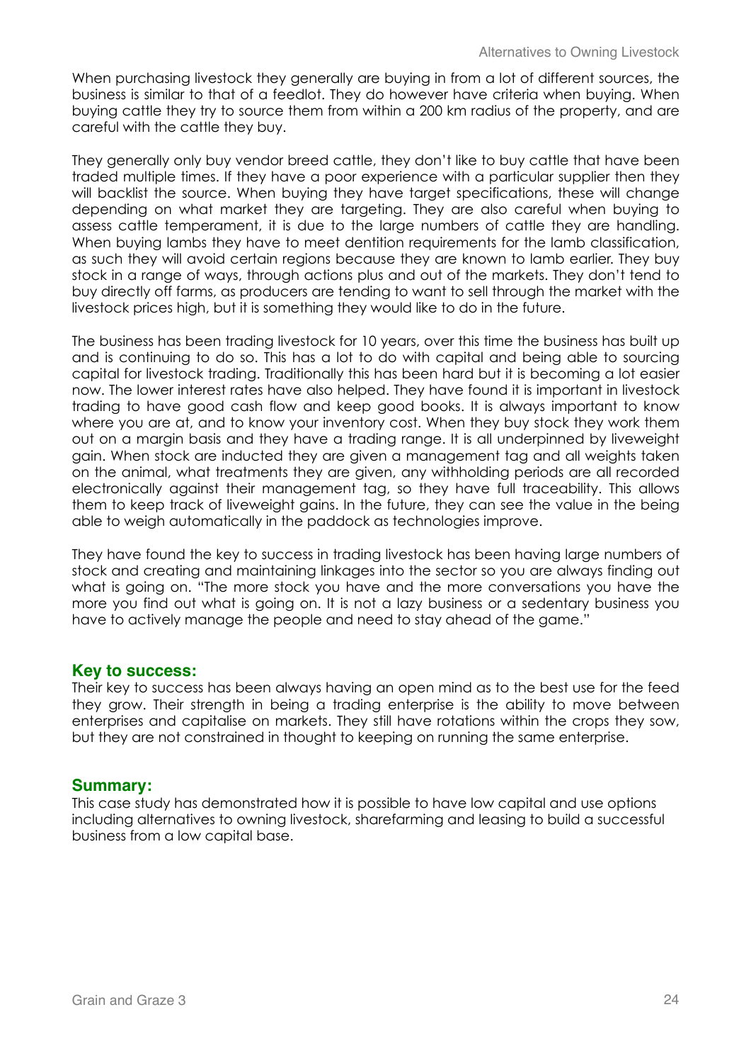When purchasing livestock they generally are buying in from a lot of different sources, the business is similar to that of a feedlot. They do however have criteria when buying. When buying cattle they try to source them from within a 200 km radius of the property, and are careful with the cattle they buy.

They generally only buy vendor breed cattle, they don't like to buy cattle that have been traded multiple times. If they have a poor experience with a particular supplier then they will backlist the source. When buying they have target specifications, these will change depending on what market they are targeting. They are also careful when buying to assess cattle temperament, it is due to the large numbers of cattle they are handling. When buying lambs they have to meet dentition requirements for the lamb classification, as such they will avoid certain regions because they are known to lamb earlier. They buy stock in a range of ways, through actions plus and out of the markets. They don't tend to buy directly off farms, as producers are tending to want to sell through the market with the livestock prices high, but it is something they would like to do in the future.

The business has been trading livestock for 10 years, over this time the business has built up and is continuing to do so. This has a lot to do with capital and being able to sourcing capital for livestock trading. Traditionally this has been hard but it is becoming a lot easier now. The lower interest rates have also helped. They have found it is important in livestock trading to have good cash flow and keep good books. It is always important to know where you are at, and to know your inventory cost. When they buy stock they work them out on a margin basis and they have a trading range. It is all underpinned by liveweight gain. When stock are inducted they are given a management tag and all weights taken on the animal, what treatments they are given, any withholding periods are all recorded electronically against their management tag, so they have full traceability. This allows them to keep track of liveweight gains. In the future, they can see the value in the being able to weigh automatically in the paddock as technologies improve.

They have found the key to success in trading livestock has been having large numbers of stock and creating and maintaining linkages into the sector so you are always finding out what is going on. "The more stock you have and the more conversations you have the more you find out what is going on. It is not a lazy business or a sedentary business you have to actively manage the people and need to stay ahead of the game."

## Key to success:

Their key to success has been always having an open mind as to the best use for the feed they grow. Their strength in being a trading enterprise is the ability to move between enterprises and capitalise on markets. They still have rotations within the crops they sow, but they are not constrained in thought to keeping on running the same enterprise.

## Summary:

This case study has demonstrated how it is possible to have low capital and use options including alternatives to owning livestock, sharefarming and leasing to build a successful business from a low capital base.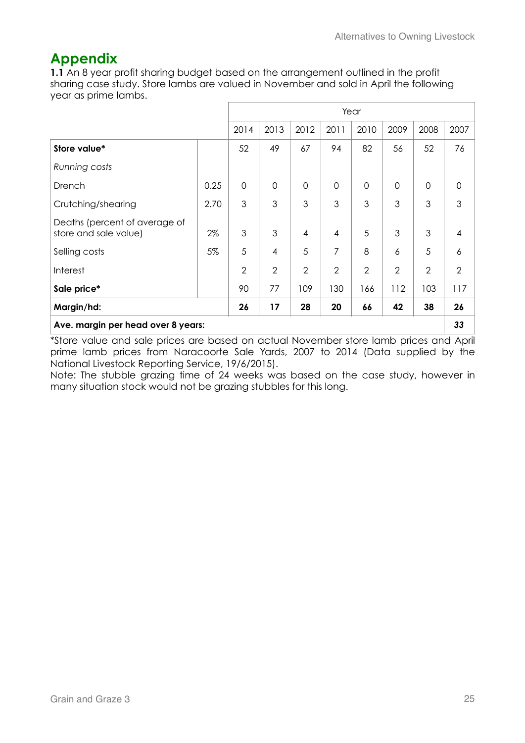## Appendix

**1.1** An 8 year profit sharing budget based on the arrangement outlined in the profit sharing case study. Store lambs are valued in November and sold in April the following year as prime lambs.

| | | Year | | | | | | | |
|---|---|---|---|---|---|---|---|---|---|
| | | 2014 | 2013 | 2012 | 2011 | 2010 | 2009 | 2008 | 2007 |
| **Store value*** | | 52 | 49 | 67 | 94 | 82 | 56 | 52 | 76 |
| *Running costs* | | | | | | | | | |
| Drench | 0.25 | 0 | 0 | 0 | 0 | 0 | 0 | 0 | 0 |
| Crutching/shearing | 2.70 | 3 | 3 | 3 | 3 | 3 | 3 | 3 | 3 |
| Deaths (percent of average of store and sale value) | 2% | 3 | 3 | 4 | 4 | 5 | 3 | 3 | 4 |
| Selling costs | 5% | 5 | 4 | 5 | 7 | 8 | 6 | 5 | 6 |
| Interest | | 2 | 2 | 2 | 2 | 2 | 2 | 2 | 2 |
| **Sale price*** | | 90 | 77 | 109 | 130 | 166 | 112 | 103 | 117 |
| **Margin/hd:** | | **26** | **17** | **28** | **20** | **66** | **42** | **38** | **26** |
| **Ave. margin per head over 8 years:** | | | | | | | | | ***33*** |

*Store value and sale prices are based on actual November store lamb prices and April prime lamb prices from Naracoorte Sale Yards, 2007 to 2014 (Data supplied by the National Livestock Reporting Service, 19/6/2015).

Note: The stubble grazing time of 24 weeks was based on the case study, however in many situation stock would not be grazing stubbles for this long.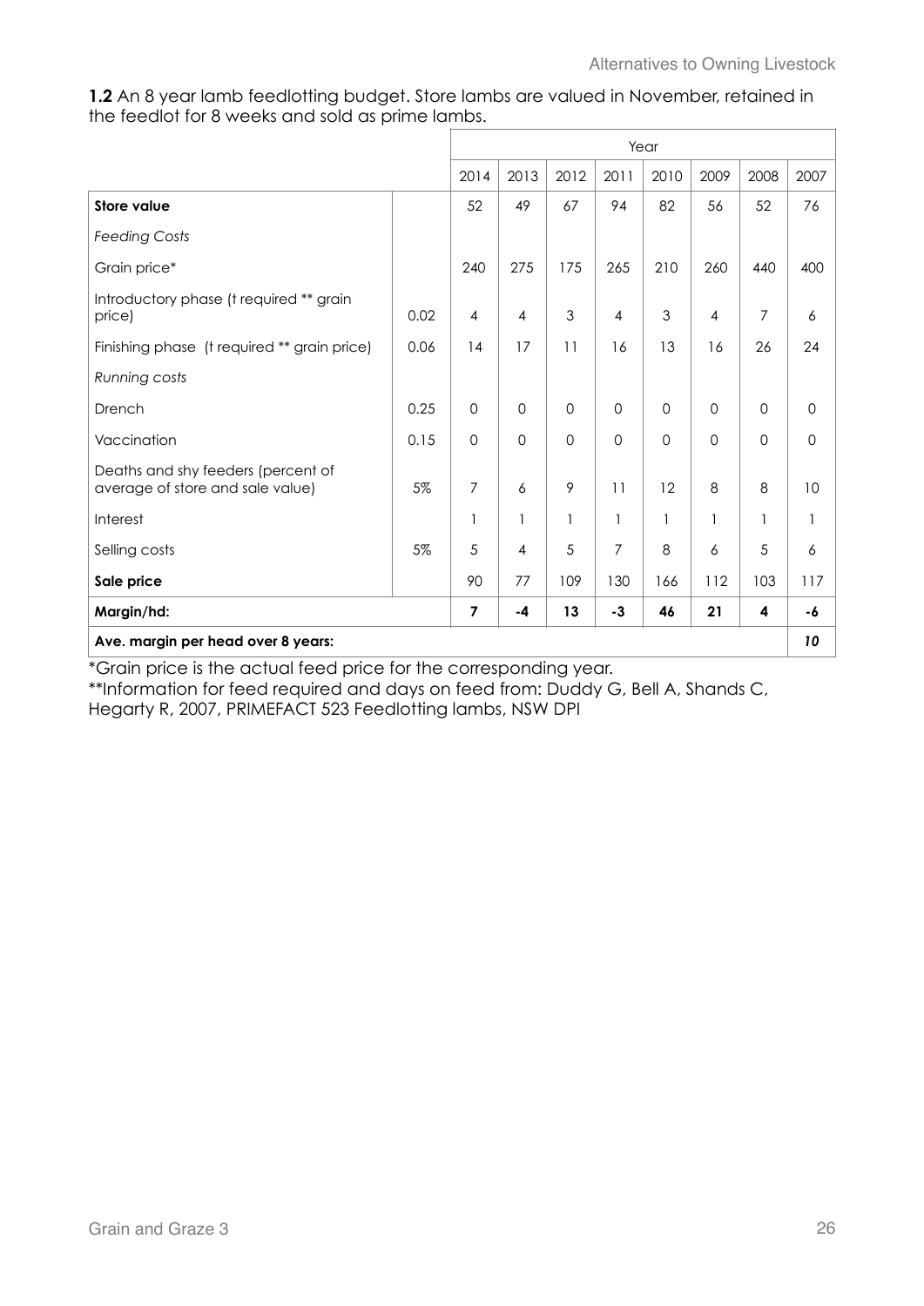**1.2** An 8 year lamb feedlotting budget. Store lambs are valued in November, retained in the feedlot for 8 weeks and sold as prime lambs.

| | | Year | | | | | | | |
|---|---|---|---|---|---|---|---|---|---|
| | | 2014 | 2013 | 2012 | 2011 | 2010 | 2009 | 2008 | 2007 |
| **Store value** | | 52 | 49 | 67 | 94 | 82 | 56 | 52 | 76 |
| *Feeding Costs* | | | | | | | | | |
| Grain price* | | 240 | 275 | 175 | 265 | 210 | 260 | 440 | 400 |
| Introductory phase (t required ** grain price) | 0.02 | 4 | 4 | 3 | 4 | 3 | 4 | 7 | 6 |
| Finishing phase (t required ** grain price) | 0.06 | 14 | 17 | 11 | 16 | 13 | 16 | 26 | 24 |
| *Running costs* | | | | | | | | | |
| Drench | 0.25 | 0 | 0 | 0 | 0 | 0 | 0 | 0 | 0 |
| Vaccination | 0.15 | 0 | 0 | 0 | 0 | 0 | 0 | 0 | 0 |
| Deaths and shy feeders (percent of average of store and sale value) | 5% | 7 | 6 | 9 | 11 | 12 | 8 | 8 | 10 |
| Interest | | 1 | 1 | 1 | 1 | 1 | 1 | 1 | 1 |
| Selling costs | 5% | 5 | 4 | 5 | 7 | 8 | 6 | 5 | 6 |
| **Sale price** | | 90 | 77 | 109 | 130 | 166 | 112 | 103 | 117 |
| **Margin/hd:** | | **7** | **-4** | **13** | **-3** | **46** | **21** | **4** | **-6** |
| **Ave. margin per head over 8 years:** | | | | | | | | | ***10*** |

*Grain price is the actual feed price for the corresponding year.
**Information for feed required and days on feed from: Duddy G, Bell A, Shands C, Hegarty R, 2007, PRIMEFACT 523 Feedlotting lambs, NSW DPI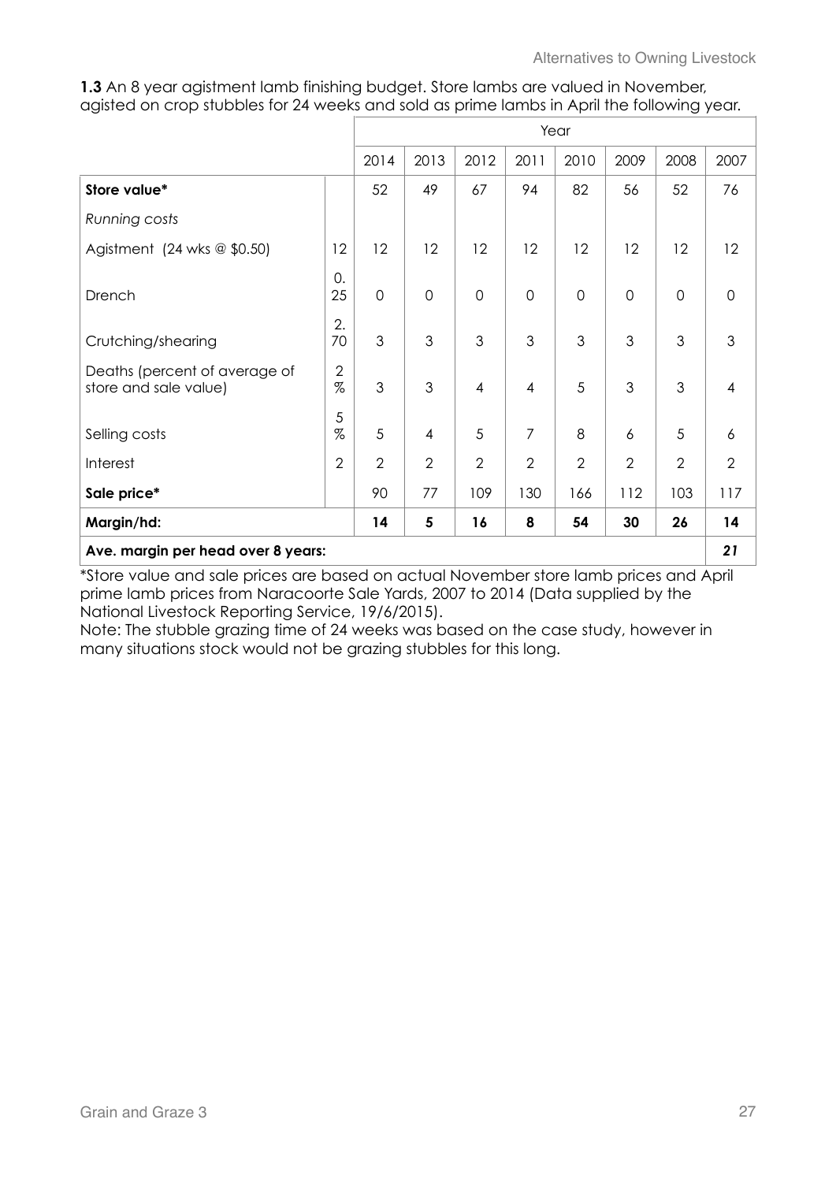**1.3** An 8 year agistment lamb finishing budget. Store lambs are valued in November, agisted on crop stubbles for 24 weeks and sold as prime lambs in April the following year.

| | | Year | | | | | | | |
|---|---|---|---|---|---|---|---|---|---|
| | | 2014 | 2013 | 2012 | 2011 | 2010 | 2009 | 2008 | 2007 |
| **Store value*** | | 52 | 49 | 67 | 94 | 82 | 56 | 52 | 76 |
| *Running costs* | | | | | | | | | |
| Agistment (24 wks @ $0.50) | 12 | 12 | 12 | 12 | 12 | 12 | 12 | 12 | 12 |
| Drench | 0.25 | 0 | 0 | 0 | 0 | 0 | 0 | 0 | 0 |
| Crutching/shearing | 2.70 | 3 | 3 | 3 | 3 | 3 | 3 | 3 | 3 |
| Deaths (percent of average of store and sale value) | 2% | 3 | 3 | 4 | 4 | 5 | 3 | 3 | 4 |
| Selling costs | 5% | 5 | 4 | 5 | 7 | 8 | 6 | 5 | 6 |
| Interest | 2 | 2 | 2 | 2 | 2 | 2 | 2 | 2 | 2 |
| **Sale price*** | | 90 | 77 | 109 | 130 | 166 | 112 | 103 | 117 |
| **Margin/hd:** | | **14** | **5** | **16** | **8** | **54** | **30** | **26** | **14** |
| **Ave. margin per head over 8 years:** | | | | | | | | | ***21*** |

*Store value and sale prices are based on actual November store lamb prices and April prime lamb prices from Naracoorte Sale Yards, 2007 to 2014 (Data supplied by the National Livestock Reporting Service, 19/6/2015).

Note: The stubble grazing time of 24 weeks was based on the case study, however in many situations stock would not be grazing stubbles for this long.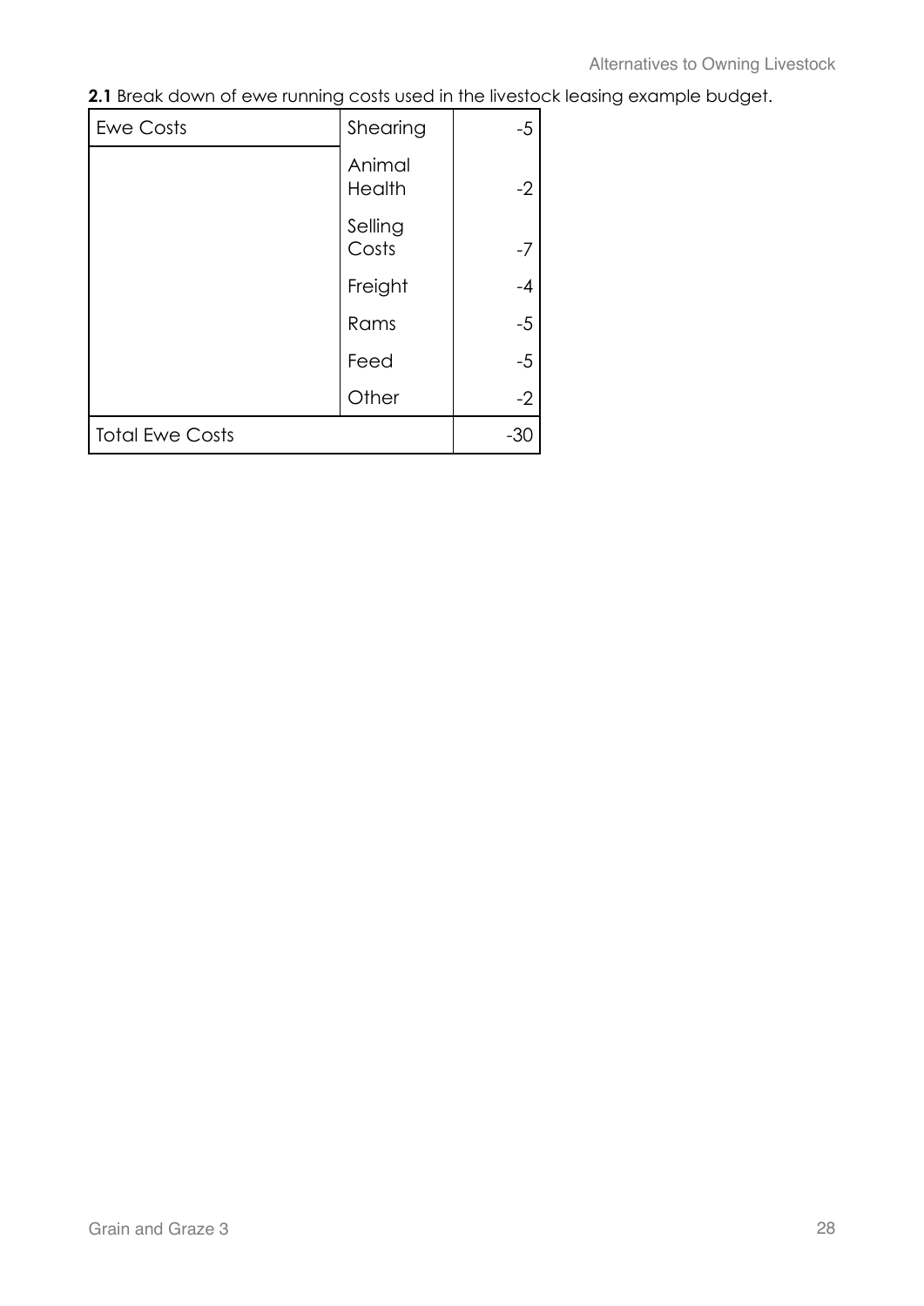**2.1** Break down of ewe running costs used in the livestock leasing example budget.

| Ewe Costs | Shearing | -5 |
|---|---|---|
| | Animal Health | -2 |
| | Selling Costs | -7 |
| | Freight | -4 |
| | Rams | -5 |
| | Feed | -5 |
| | Other | -2 |
| Total Ewe Costs | | -30 |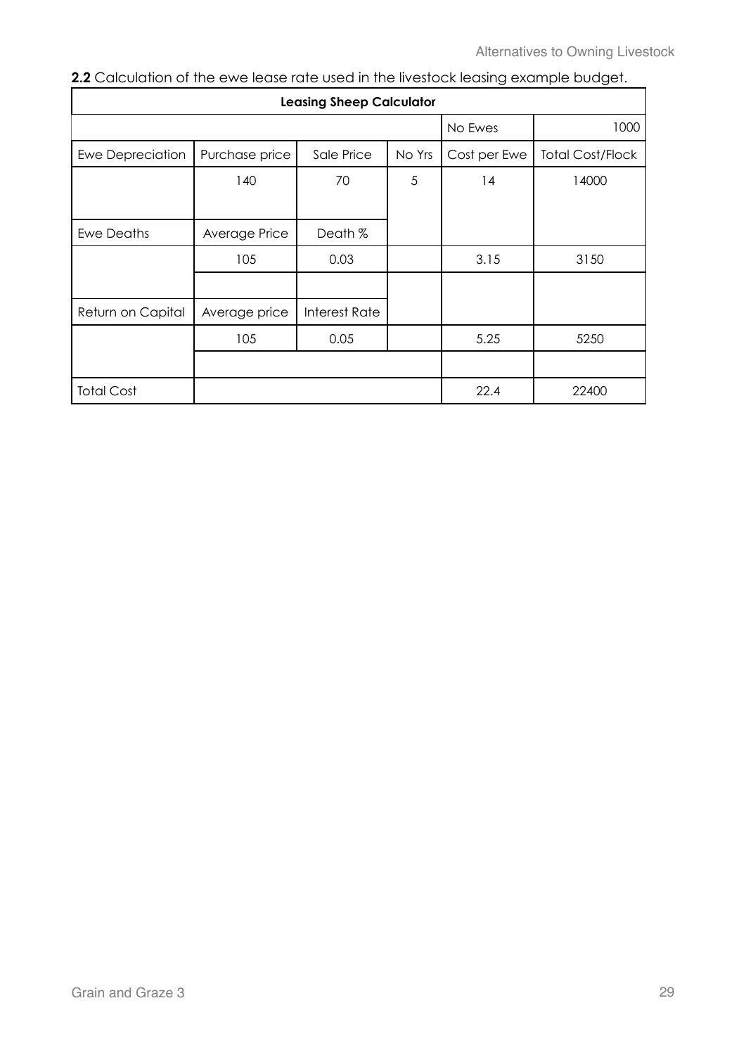**2.2** Calculation of the ewe lease rate used in the livestock leasing example budget.

| Leasing Sheep Calculator | | | | | |
|---|---|---|---|---|---|
| | | | | No Ewes | 1000 |
| Ewe Depreciation | Purchase price | Sale Price | No Yrs | Cost per Ewe | Total Cost/Flock |
| | 140 | 70 | 5 | 14 | 14000 |
| Ewe Deaths | Average Price | Death % | | | |
| | 105 | 0.03 | | 3.15 | 3150 |
| | | | | | |
| Return on Capital | Average price | Interest Rate | | | |
| | 105 | 0.05 | | 5.25 | 5250 |
| | | | | | |
| Total Cost | | | | 22.4 | 22400 |